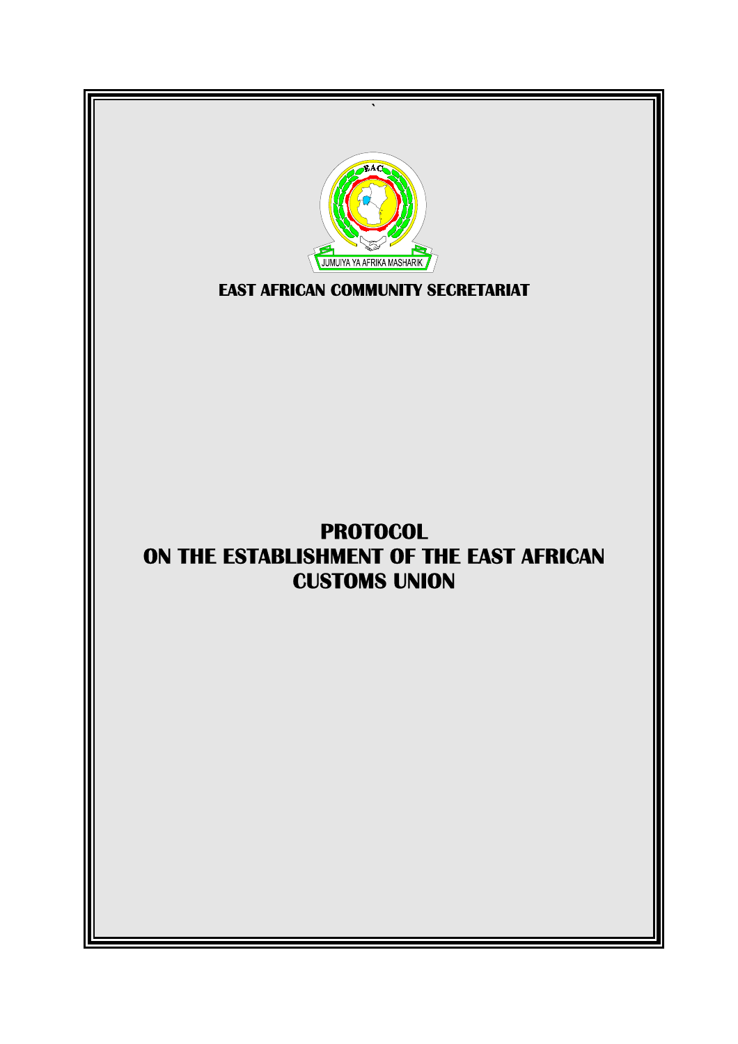JUMUIYA YA AFRIKA MASHARIKI

**EAST AFRICAN COMMUNITY SECRETARIAT**

# PROTOCOL ON THE ESTABLISHMENT OF THE EAST AFRICAN CUSTOMS UNION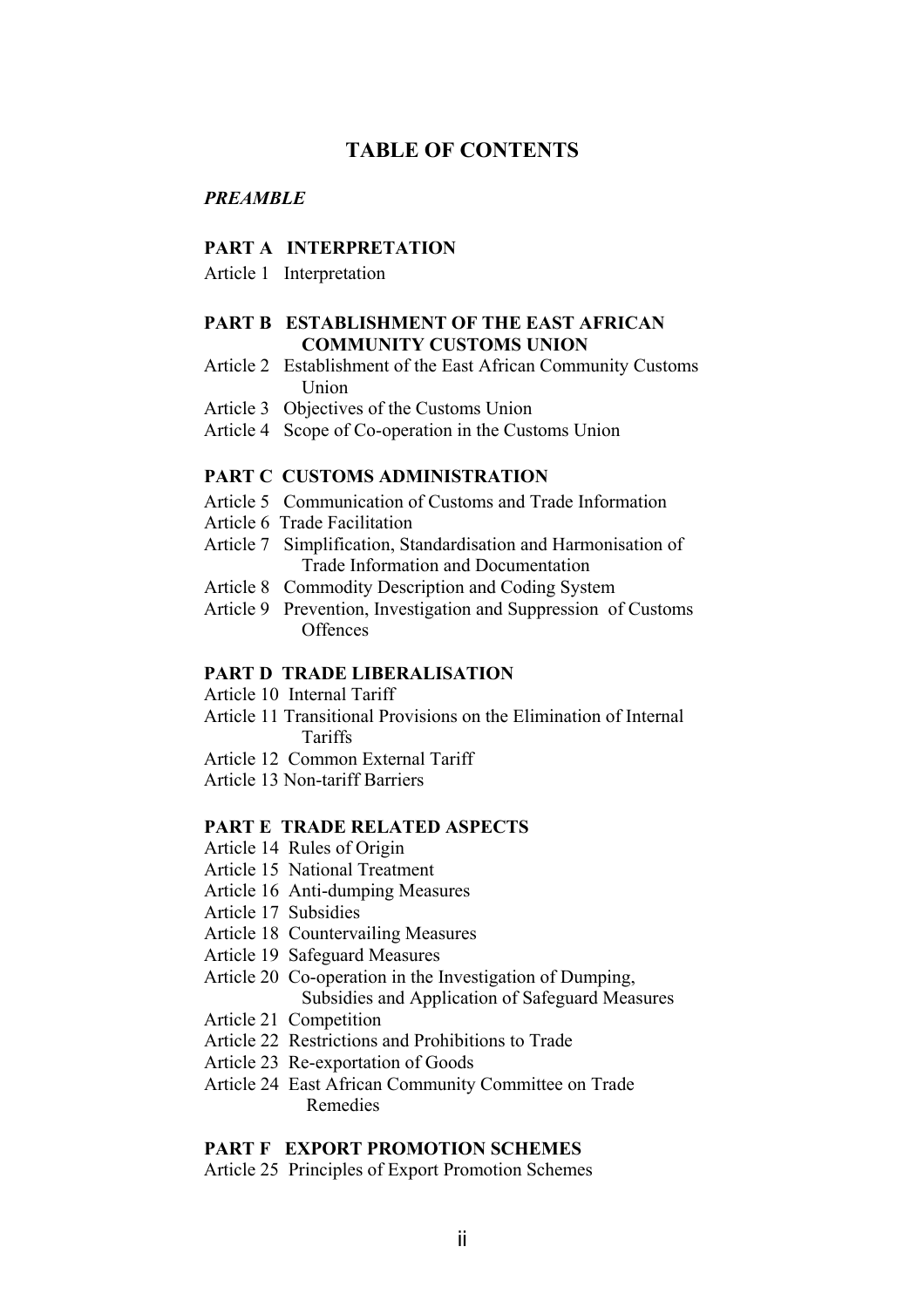# TABLE OF CONTENTS

***PREAMBLE***

**PART A INTERPRETATION**

Article 1 Interpretation

**PART B ESTABLISHMENT OF THE EAST AFRICAN COMMUNITY CUSTOMS UNION**

Article 2 Establishment of the East African Community Customs Union

Article 3 Objectives of the Customs Union

Article 4 Scope of Co-operation in the Customs Union

**PART C CUSTOMS ADMINISTRATION**

Article 5 Communication of Customs and Trade Information

Article 6 Trade Facilitation

Article 7 Simplification, Standardisation and Harmonisation of Trade Information and Documentation

Article 8 Commodity Description and Coding System

Article 9 Prevention, Investigation and Suppression of Customs Offences

**PART D TRADE LIBERALISATION**

Article 10 Internal Tariff

Article 11 Transitional Provisions on the Elimination of Internal Tariffs

Article 12 Common External Tariff

Article 13 Non-tariff Barriers

**PART E TRADE RELATED ASPECTS**

Article 14 Rules of Origin

Article 15 National Treatment

Article 16 Anti-dumping Measures

Article 17 Subsidies

Article 18 Countervailing Measures

Article 19 Safeguard Measures

Article 20 Co-operation in the Investigation of Dumping, Subsidies and Application of Safeguard Measures

Article 21 Competition

Article 22 Restrictions and Prohibitions to Trade

Article 23 Re-exportation of Goods

Article 24 East African Community Committee on Trade Remedies

**PART F EXPORT PROMOTION SCHEMES**

Article 25 Principles of Export Promotion Schemes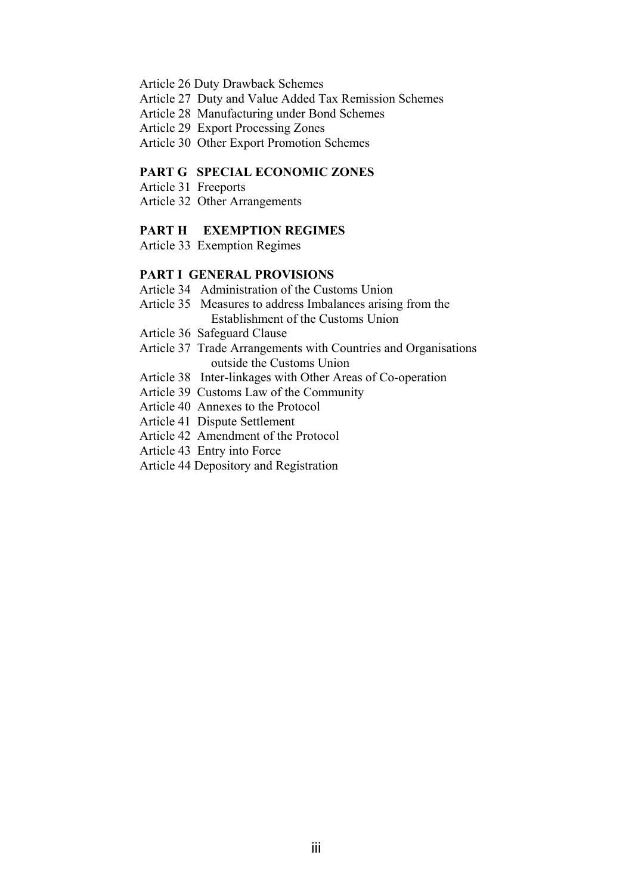Article 26 Duty Drawback Schemes
Article 27 Duty and Value Added Tax Remission Schemes
Article 28 Manufacturing under Bond Schemes
Article 29 Export Processing Zones
Article 30 Other Export Promotion Schemes

**PART G SPECIAL ECONOMIC ZONES**

Article 31 Freeports
Article 32 Other Arrangements

**PART H EXEMPTION REGIMES**

Article 33 Exemption Regimes

**PART I GENERAL PROVISIONS**

Article 34 Administration of the Customs Union
Article 35 Measures to address Imbalances arising from the Establishment of the Customs Union
Article 36 Safeguard Clause
Article 37 Trade Arrangements with Countries and Organisations outside the Customs Union
Article 38 Inter-linkages with Other Areas of Co-operation
Article 39 Customs Law of the Community
Article 40 Annexes to the Protocol
Article 41 Dispute Settlement
Article 42 Amendment of the Protocol
Article 43 Entry into Force
Article 44 Depository and Registration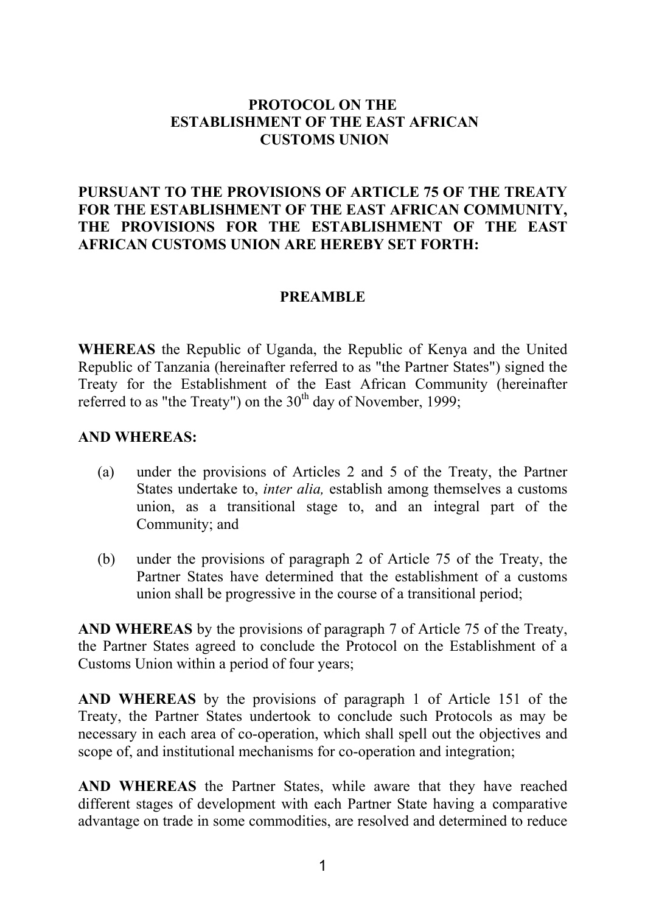# PROTOCOL ON THE ESTABLISHMENT OF THE EAST AFRICAN CUSTOMS UNION

**PURSUANT TO THE PROVISIONS OF ARTICLE 75 OF THE TREATY FOR THE ESTABLISHMENT OF THE EAST AFRICAN COMMUNITY, THE PROVISIONS FOR THE ESTABLISHMENT OF THE EAST AFRICAN CUSTOMS UNION ARE HEREBY SET FORTH:**

## PREAMBLE

**WHEREAS** the Republic of Uganda, the Republic of Kenya and the United Republic of Tanzania (hereinafter referred to as "the Partner States") signed the Treaty for the Establishment of the East African Community (hereinafter referred to as "the Treaty") on the 30th day of November, 1999;

**AND WHEREAS:**

(a) under the provisions of Articles 2 and 5 of the Treaty, the Partner States undertake to, *inter alia,* establish among themselves a customs union, as a transitional stage to, and an integral part of the Community; and

(b) under the provisions of paragraph 2 of Article 75 of the Treaty, the Partner States have determined that the establishment of a customs union shall be progressive in the course of a transitional period;

**AND WHEREAS** by the provisions of paragraph 7 of Article 75 of the Treaty, the Partner States agreed to conclude the Protocol on the Establishment of a Customs Union within a period of four years;

**AND WHEREAS** by the provisions of paragraph 1 of Article 151 of the Treaty, the Partner States undertook to conclude such Protocols as may be necessary in each area of co-operation, which shall spell out the objectives and scope of, and institutional mechanisms for co-operation and integration;

**AND WHEREAS** the Partner States, while aware that they have reached different stages of development with each Partner State having a comparative advantage on trade in some commodities, are resolved and determined to reduce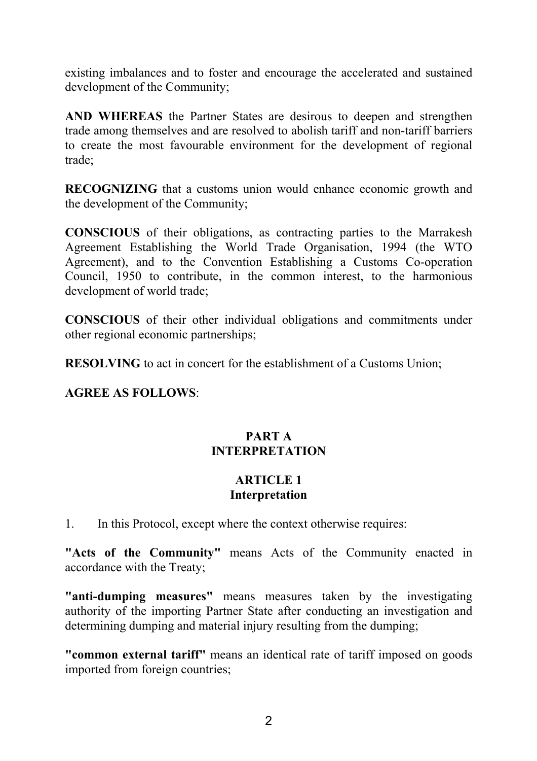existing imbalances and to foster and encourage the accelerated and sustained development of the Community;

**AND WHEREAS** the Partner States are desirous to deepen and strengthen trade among themselves and are resolved to abolish tariff and non-tariff barriers to create the most favourable environment for the development of regional trade;

**RECOGNIZING** that a customs union would enhance economic growth and the development of the Community;

**CONSCIOUS** of their obligations, as contracting parties to the Marrakesh Agreement Establishing the World Trade Organisation, 1994 (the WTO Agreement), and to the Convention Establishing a Customs Co-operation Council, 1950 to contribute, in the common interest, to the harmonious development of world trade;

**CONSCIOUS** of their other individual obligations and commitments under other regional economic partnerships;

**RESOLVING** to act in concert for the establishment of a Customs Union;

**AGREE AS FOLLOWS**:

## PART A
## INTERPRETATION

### ARTICLE 1
### Interpretation

1. In this Protocol, except where the context otherwise requires:

**"Acts of the Community"** means Acts of the Community enacted in accordance with the Treaty;

**"anti-dumping measures"** means measures taken by the investigating authority of the importing Partner State after conducting an investigation and determining dumping and material injury resulting from the dumping;

**"common external tariff"** means an identical rate of tariff imposed on goods imported from foreign countries;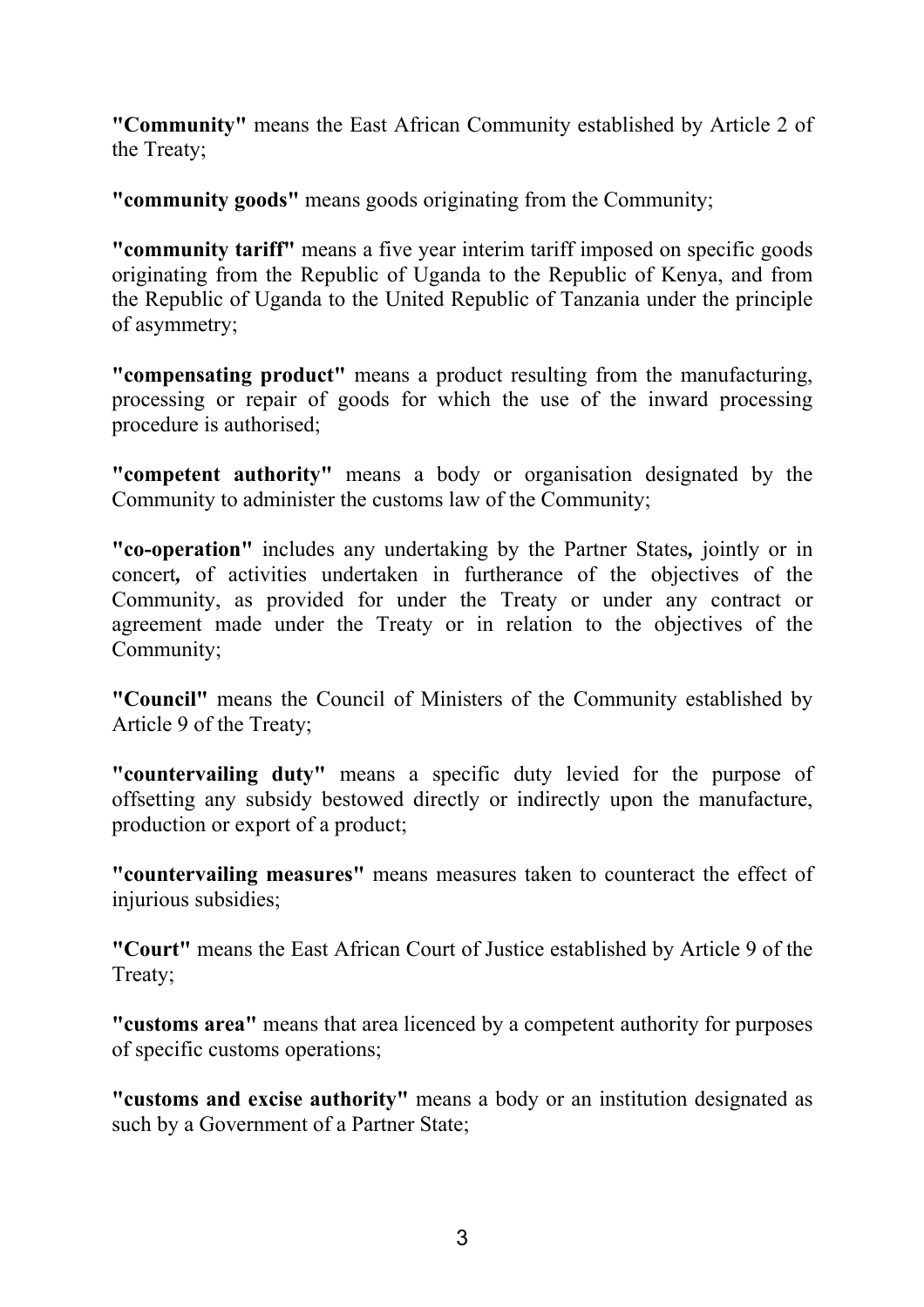**"Community"** means the East African Community established by Article 2 of the Treaty;

**"community goods"** means goods originating from the Community;

**"community tariff"** means a five year interim tariff imposed on specific goods originating from the Republic of Uganda to the Republic of Kenya, and from the Republic of Uganda to the United Republic of Tanzania under the principle of asymmetry;

**"compensating product"** means a product resulting from the manufacturing, processing or repair of goods for which the use of the inward processing procedure is authorised;

**"competent authority"** means a body or organisation designated by the Community to administer the customs law of the Community;

**"co-operation"** includes any undertaking by the Partner States**,** jointly or in concert**,** of activities undertaken in furtherance of the objectives of the Community, as provided for under the Treaty or under any contract or agreement made under the Treaty or in relation to the objectives of the Community;

**"Council"** means the Council of Ministers of the Community established by Article 9 of the Treaty;

**"countervailing duty"** means a specific duty levied for the purpose of offsetting any subsidy bestowed directly or indirectly upon the manufacture, production or export of a product;

**"countervailing measures"** means measures taken to counteract the effect of injurious subsidies;

**"Court"** means the East African Court of Justice established by Article 9 of the Treaty;

**"customs area"** means that area licenced by a competent authority for purposes of specific customs operations;

**"customs and excise authority"** means a body or an institution designated as such by a Government of a Partner State;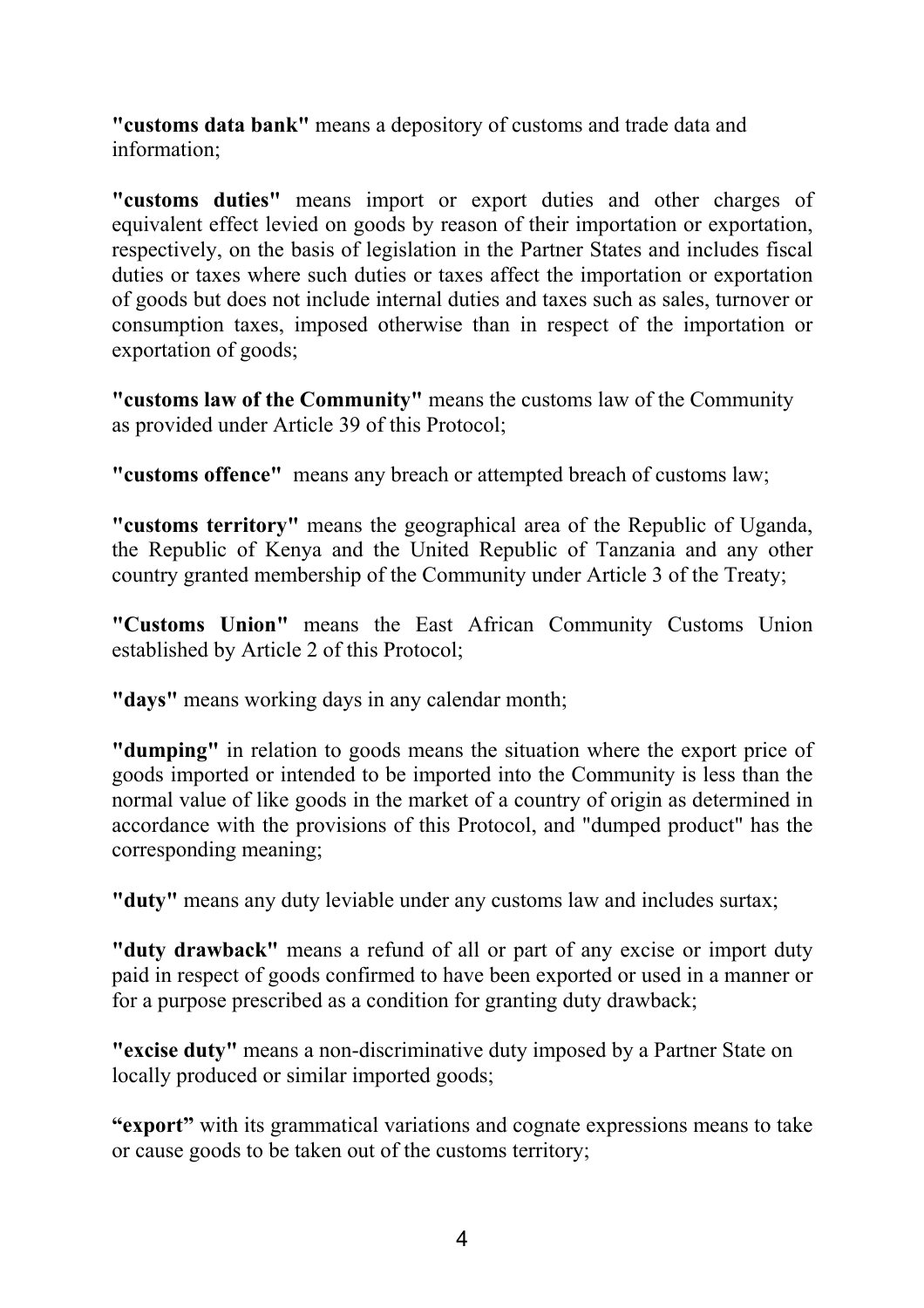**"customs data bank"** means a depository of customs and trade data and information;

**"customs duties"** means import or export duties and other charges of equivalent effect levied on goods by reason of their importation or exportation, respectively, on the basis of legislation in the Partner States and includes fiscal duties or taxes where such duties or taxes affect the importation or exportation of goods but does not include internal duties and taxes such as sales, turnover or consumption taxes, imposed otherwise than in respect of the importation or exportation of goods;

**"customs law of the Community"** means the customs law of the Community as provided under Article 39 of this Protocol;

**"customs offence"** means any breach or attempted breach of customs law;

**"customs territory"** means the geographical area of the Republic of Uganda, the Republic of Kenya and the United Republic of Tanzania and any other country granted membership of the Community under Article 3 of the Treaty;

**"Customs Union"** means the East African Community Customs Union established by Article 2 of this Protocol;

**"days"** means working days in any calendar month;

**"dumping"** in relation to goods means the situation where the export price of goods imported or intended to be imported into the Community is less than the normal value of like goods in the market of a country of origin as determined in accordance with the provisions of this Protocol, and "dumped product" has the corresponding meaning;

**"duty"** means any duty leviable under any customs law and includes surtax;

**"duty drawback"** means a refund of all or part of any excise or import duty paid in respect of goods confirmed to have been exported or used in a manner or for a purpose prescribed as a condition for granting duty drawback;

**"excise duty"** means a non-discriminative duty imposed by a Partner State on locally produced or similar imported goods;

**"export"** with its grammatical variations and cognate expressions means to take or cause goods to be taken out of the customs territory;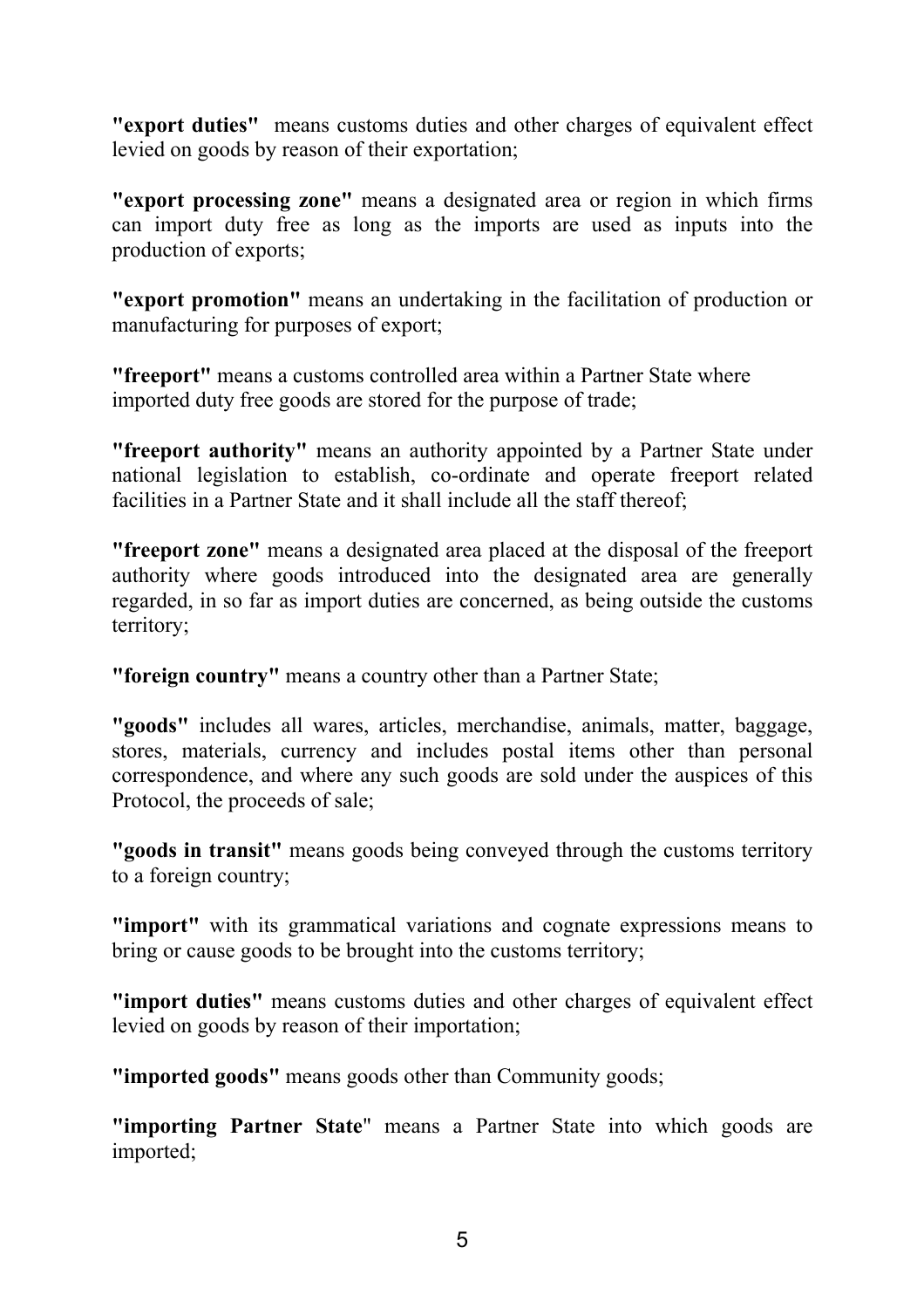**"export duties"** means customs duties and other charges of equivalent effect levied on goods by reason of their exportation;

**"export processing zone"** means a designated area or region in which firms can import duty free as long as the imports are used as inputs into the production of exports;

**"export promotion"** means an undertaking in the facilitation of production or manufacturing for purposes of export;

**"freeport"** means a customs controlled area within a Partner State where imported duty free goods are stored for the purpose of trade;

**"freeport authority"** means an authority appointed by a Partner State under national legislation to establish, co-ordinate and operate freeport related facilities in a Partner State and it shall include all the staff thereof;

**"freeport zone"** means a designated area placed at the disposal of the freeport authority where goods introduced into the designated area are generally regarded, in so far as import duties are concerned, as being outside the customs territory;

**"foreign country"** means a country other than a Partner State;

**"goods"** includes all wares, articles, merchandise, animals, matter, baggage, stores, materials, currency and includes postal items other than personal correspondence, and where any such goods are sold under the auspices of this Protocol, the proceeds of sale;

**"goods in transit"** means goods being conveyed through the customs territory to a foreign country;

**"import"** with its grammatical variations and cognate expressions means to bring or cause goods to be brought into the customs territory;

**"import duties"** means customs duties and other charges of equivalent effect levied on goods by reason of their importation;

**"imported goods"** means goods other than Community goods;

**"importing Partner State"** means a Partner State into which goods are imported;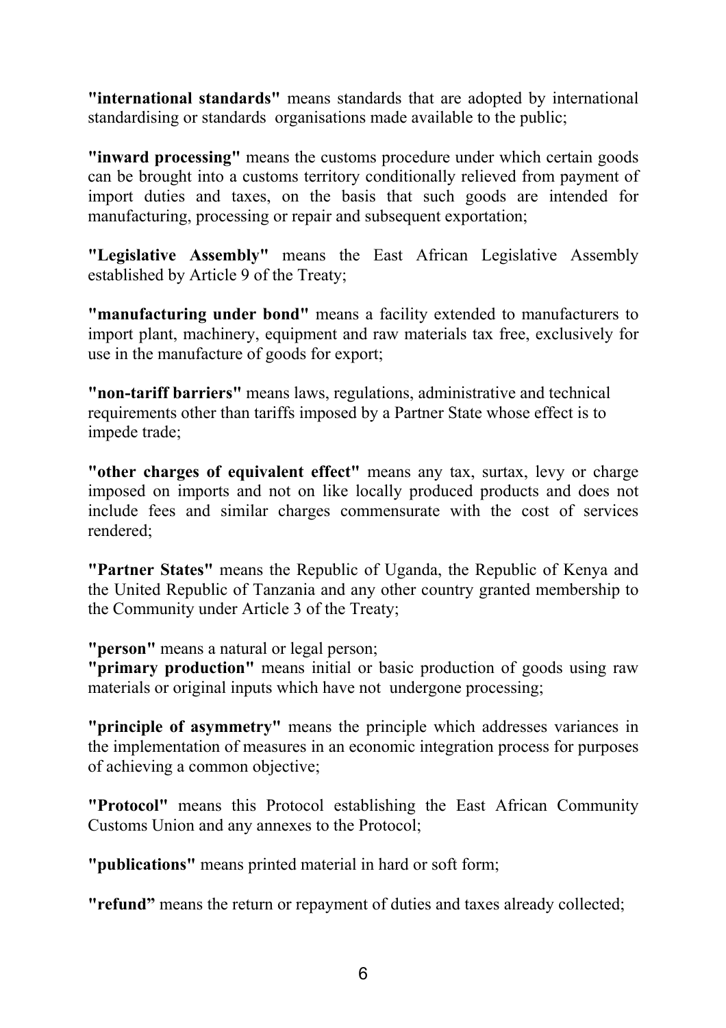**"international standards"** means standards that are adopted by international standardising or standards organisations made available to the public;

**"inward processing"** means the customs procedure under which certain goods can be brought into a customs territory conditionally relieved from payment of import duties and taxes, on the basis that such goods are intended for manufacturing, processing or repair and subsequent exportation;

**"Legislative Assembly"** means the East African Legislative Assembly established by Article 9 of the Treaty;

**"manufacturing under bond"** means a facility extended to manufacturers to import plant, machinery, equipment and raw materials tax free, exclusively for use in the manufacture of goods for export;

**"non-tariff barriers"** means laws, regulations, administrative and technical requirements other than tariffs imposed by a Partner State whose effect is to impede trade;

**"other charges of equivalent effect"** means any tax, surtax, levy or charge imposed on imports and not on like locally produced products and does not include fees and similar charges commensurate with the cost of services rendered;

**"Partner States"** means the Republic of Uganda, the Republic of Kenya and the United Republic of Tanzania and any other country granted membership to the Community under Article 3 of the Treaty;

**"person"** means a natural or legal person;

**"primary production"** means initial or basic production of goods using raw materials or original inputs which have not undergone processing;

**"principle of asymmetry"** means the principle which addresses variances in the implementation of measures in an economic integration process for purposes of achieving a common objective;

**"Protocol"** means this Protocol establishing the East African Community Customs Union and any annexes to the Protocol;

**"publications"** means printed material in hard or soft form;

**"refund"** means the return or repayment of duties and taxes already collected;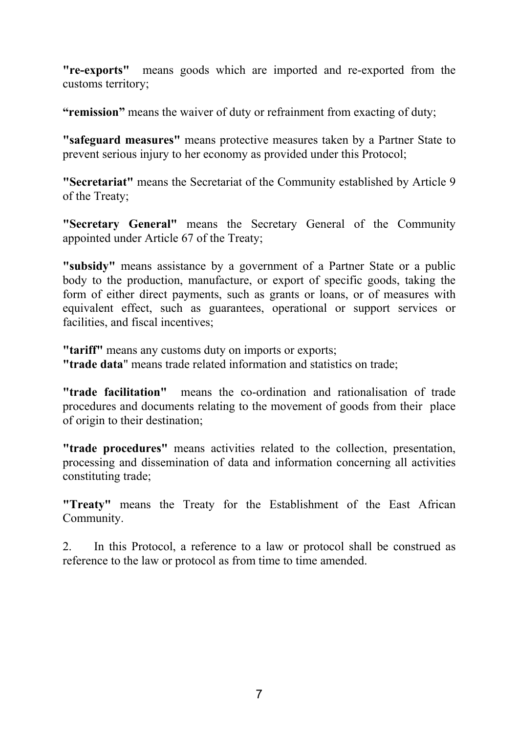**"re-exports"** means goods which are imported and re-exported from the customs territory;

**"remission"** means the waiver of duty or refrainment from exacting of duty;

**"safeguard measures"** means protective measures taken by a Partner State to prevent serious injury to her economy as provided under this Protocol;

**"Secretariat"** means the Secretariat of the Community established by Article 9 of the Treaty;

**"Secretary General"** means the Secretary General of the Community appointed under Article 67 of the Treaty;

**"subsidy"** means assistance by a government of a Partner State or a public body to the production, manufacture, or export of specific goods, taking the form of either direct payments, such as grants or loans, or of measures with equivalent effect, such as guarantees, operational or support services or facilities, and fiscal incentives;

**"tariff"** means any customs duty on imports or exports;
**"trade data"** means trade related information and statistics on trade;

**"trade facilitation"** means the co-ordination and rationalisation of trade procedures and documents relating to the movement of goods from their place of origin to their destination;

**"trade procedures"** means activities related to the collection, presentation, processing and dissemination of data and information concerning all activities constituting trade;

**"Treaty"** means the Treaty for the Establishment of the East African Community.

2. In this Protocol, a reference to a law or protocol shall be construed as reference to the law or protocol as from time to time amended.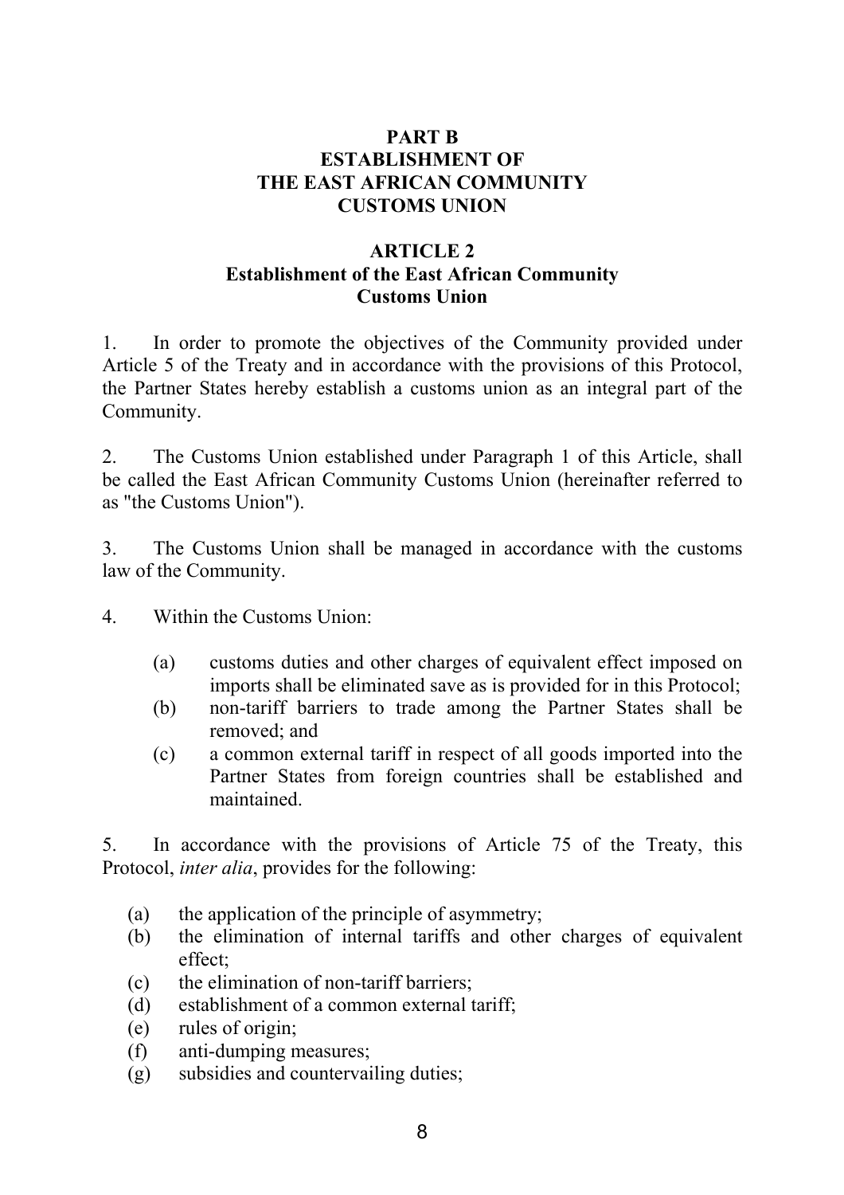## PART B
## ESTABLISHMENT OF THE EAST AFRICAN COMMUNITY CUSTOMS UNION

### ARTICLE 2
### Establishment of the East African Community Customs Union

1. In order to promote the objectives of the Community provided under Article 5 of the Treaty and in accordance with the provisions of this Protocol, the Partner States hereby establish a customs union as an integral part of the Community.

2. The Customs Union established under Paragraph 1 of this Article, shall be called the East African Community Customs Union (hereinafter referred to as "the Customs Union").

3. The Customs Union shall be managed in accordance with the customs law of the Community.

4. Within the Customs Union:

   (a) customs duties and other charges of equivalent effect imposed on imports shall be eliminated save as is provided for in this Protocol;
   (b) non-tariff barriers to trade among the Partner States shall be removed; and
   (c) a common external tariff in respect of all goods imported into the Partner States from foreign countries shall be established and maintained.

5. In accordance with the provisions of Article 75 of the Treaty, this Protocol, *inter alia*, provides for the following:

   (a) the application of the principle of asymmetry;
   (b) the elimination of internal tariffs and other charges of equivalent effect;
   (c) the elimination of non-tariff barriers;
   (d) establishment of a common external tariff;
   (e) rules of origin;
   (f) anti-dumping measures;
   (g) subsidies and countervailing duties;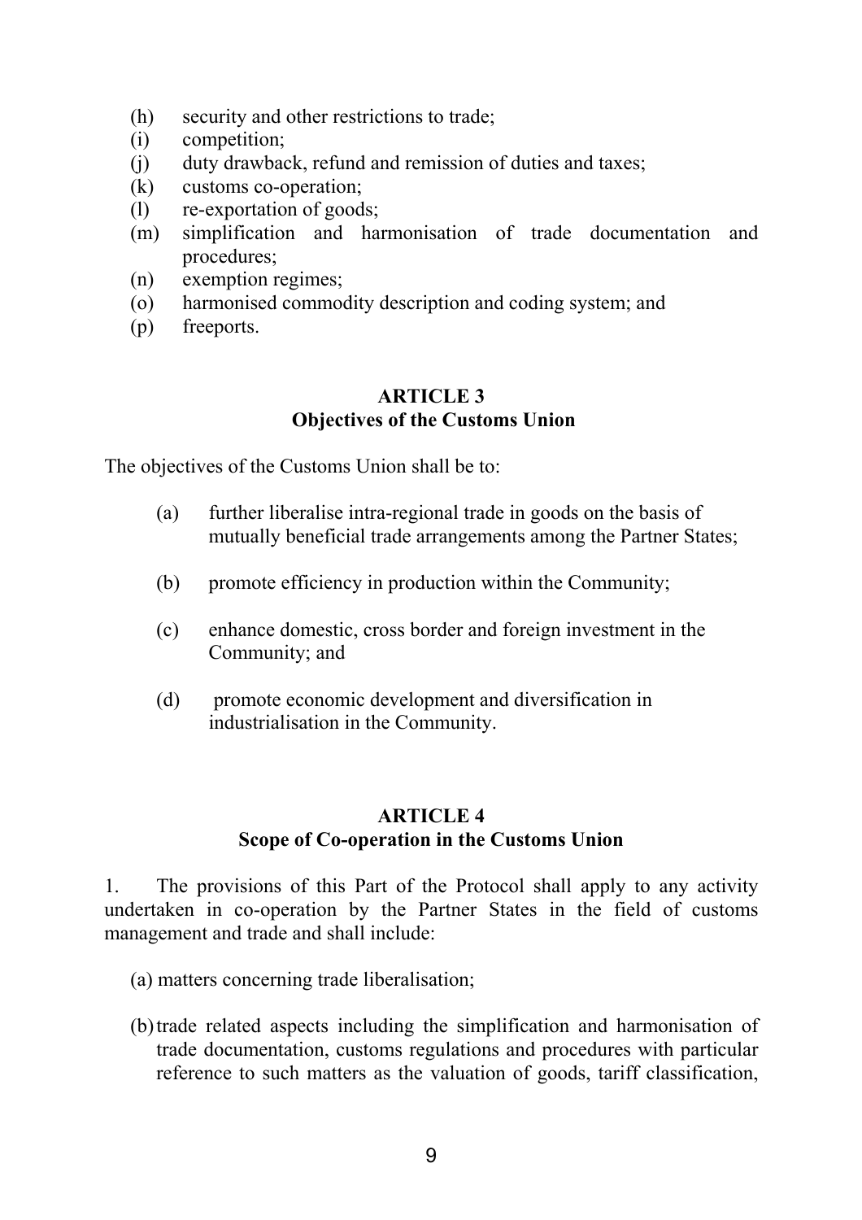(h) security and other restrictions to trade;
(i) competition;
(j) duty drawback, refund and remission of duties and taxes;
(k) customs co-operation;
(l) re-exportation of goods;
(m) simplification and harmonisation of trade documentation and procedures;
(n) exemption regimes;
(o) harmonised commodity description and coding system; and
(p) freeports.

## ARTICLE 3
## Objectives of the Customs Union

The objectives of the Customs Union shall be to:

(a) further liberalise intra-regional trade in goods on the basis of mutually beneficial trade arrangements among the Partner States;

(b) promote efficiency in production within the Community;

(c) enhance domestic, cross border and foreign investment in the Community; and

(d) promote economic development and diversification in industrialisation in the Community.

## ARTICLE 4
## Scope of Co-operation in the Customs Union

1. The provisions of this Part of the Protocol shall apply to any activity undertaken in co-operation by the Partner States in the field of customs management and trade and shall include:

(a) matters concerning trade liberalisation;

(b) trade related aspects including the simplification and harmonisation of trade documentation, customs regulations and procedures with particular reference to such matters as the valuation of goods, tariff classification,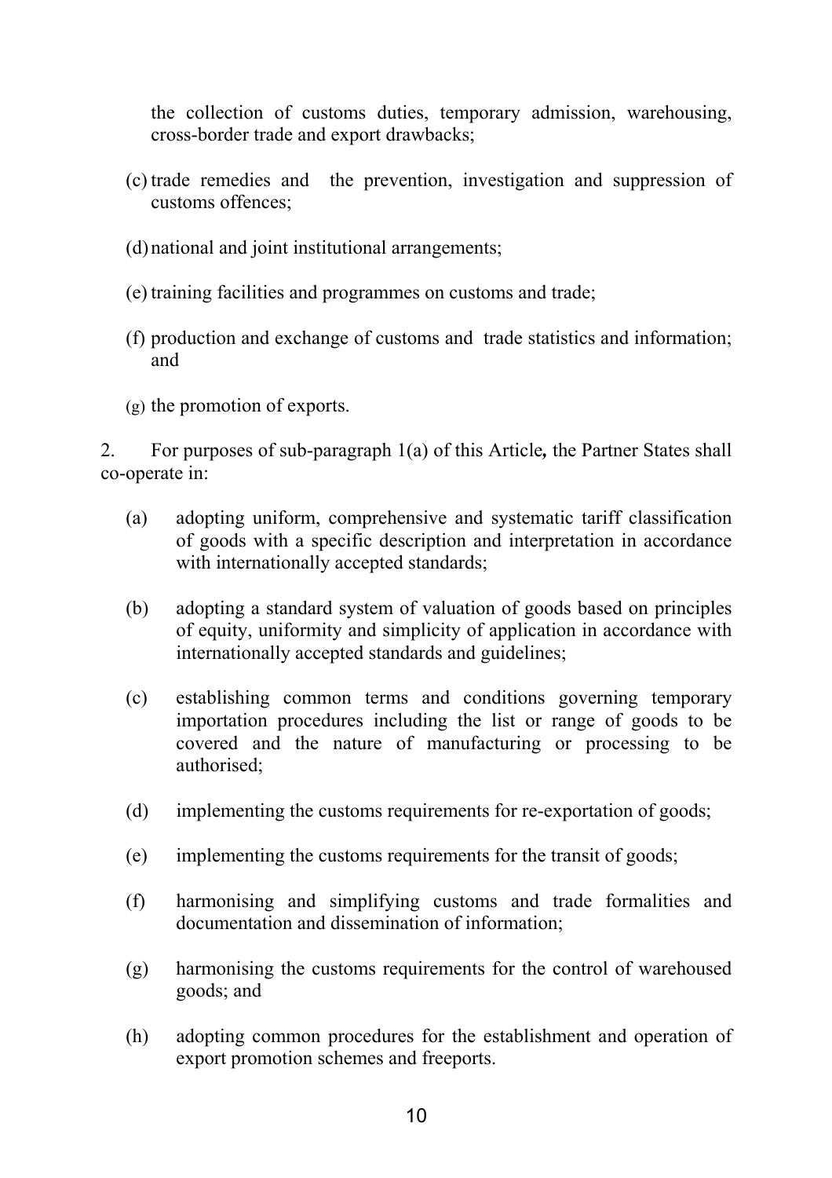the collection of customs duties, temporary admission, warehousing, cross-border trade and export drawbacks;

(c) trade remedies and the prevention, investigation and suppression of customs offences;

(d) national and joint institutional arrangements;

(e) training facilities and programmes on customs and trade;

(f) production and exchange of customs and trade statistics and information; and

(g) the promotion of exports.

2. For purposes of sub-paragraph 1(a) of this Article**,** the Partner States shall co-operate in:

(a) adopting uniform, comprehensive and systematic tariff classification of goods with a specific description and interpretation in accordance with internationally accepted standards;

(b) adopting a standard system of valuation of goods based on principles of equity, uniformity and simplicity of application in accordance with internationally accepted standards and guidelines;

(c) establishing common terms and conditions governing temporary importation procedures including the list or range of goods to be covered and the nature of manufacturing or processing to be authorised;

(d) implementing the customs requirements for re-exportation of goods;

(e) implementing the customs requirements for the transit of goods;

(f) harmonising and simplifying customs and trade formalities and documentation and dissemination of information;

(g) harmonising the customs requirements for the control of warehoused goods; and

(h) adopting common procedures for the establishment and operation of export promotion schemes and freeports.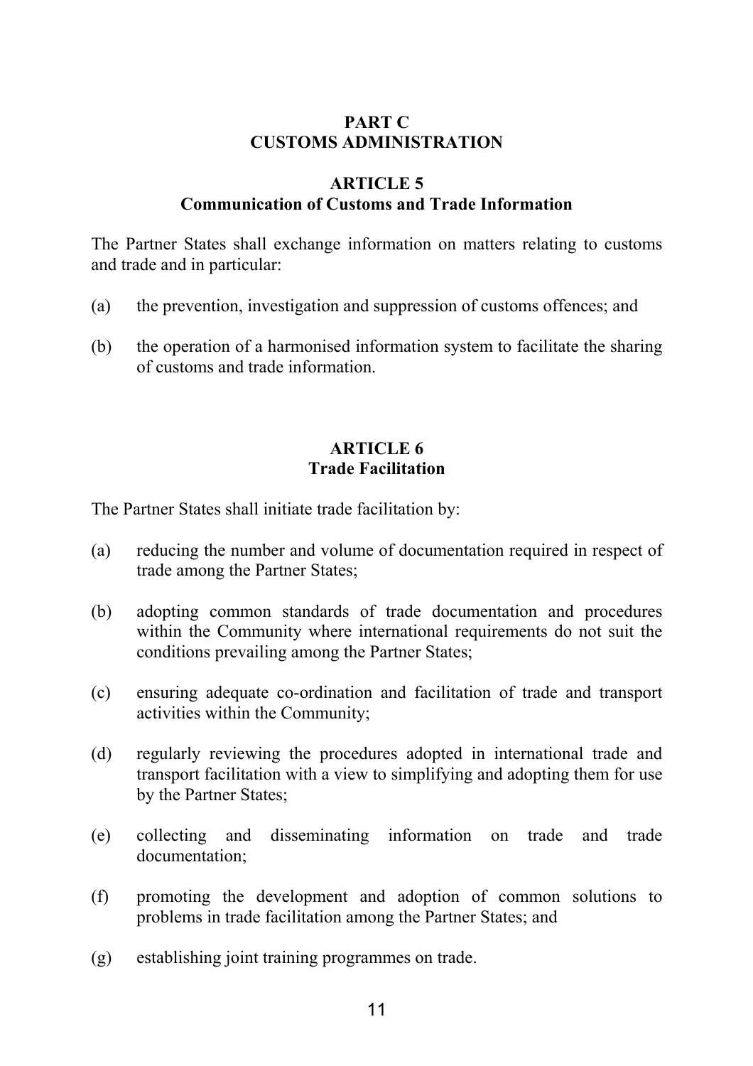## PART C
## CUSTOMS ADMINISTRATION

### ARTICLE 5
### Communication of Customs and Trade Information

The Partner States shall exchange information on matters relating to customs and trade and in particular:

(a) the prevention, investigation and suppression of customs offences; and

(b) the operation of a harmonised information system to facilitate the sharing of customs and trade information.

### ARTICLE 6
### Trade Facilitation

The Partner States shall initiate trade facilitation by:

(a) reducing the number and volume of documentation required in respect of trade among the Partner States;

(b) adopting common standards of trade documentation and procedures within the Community where international requirements do not suit the conditions prevailing among the Partner States;

(c) ensuring adequate co-ordination and facilitation of trade and transport activities within the Community;

(d) regularly reviewing the procedures adopted in international trade and transport facilitation with a view to simplifying and adopting them for use by the Partner States;

(e) collecting and disseminating information on trade and trade documentation;

(f) promoting the development and adoption of common solutions to problems in trade facilitation among the Partner States; and

(g) establishing joint training programmes on trade.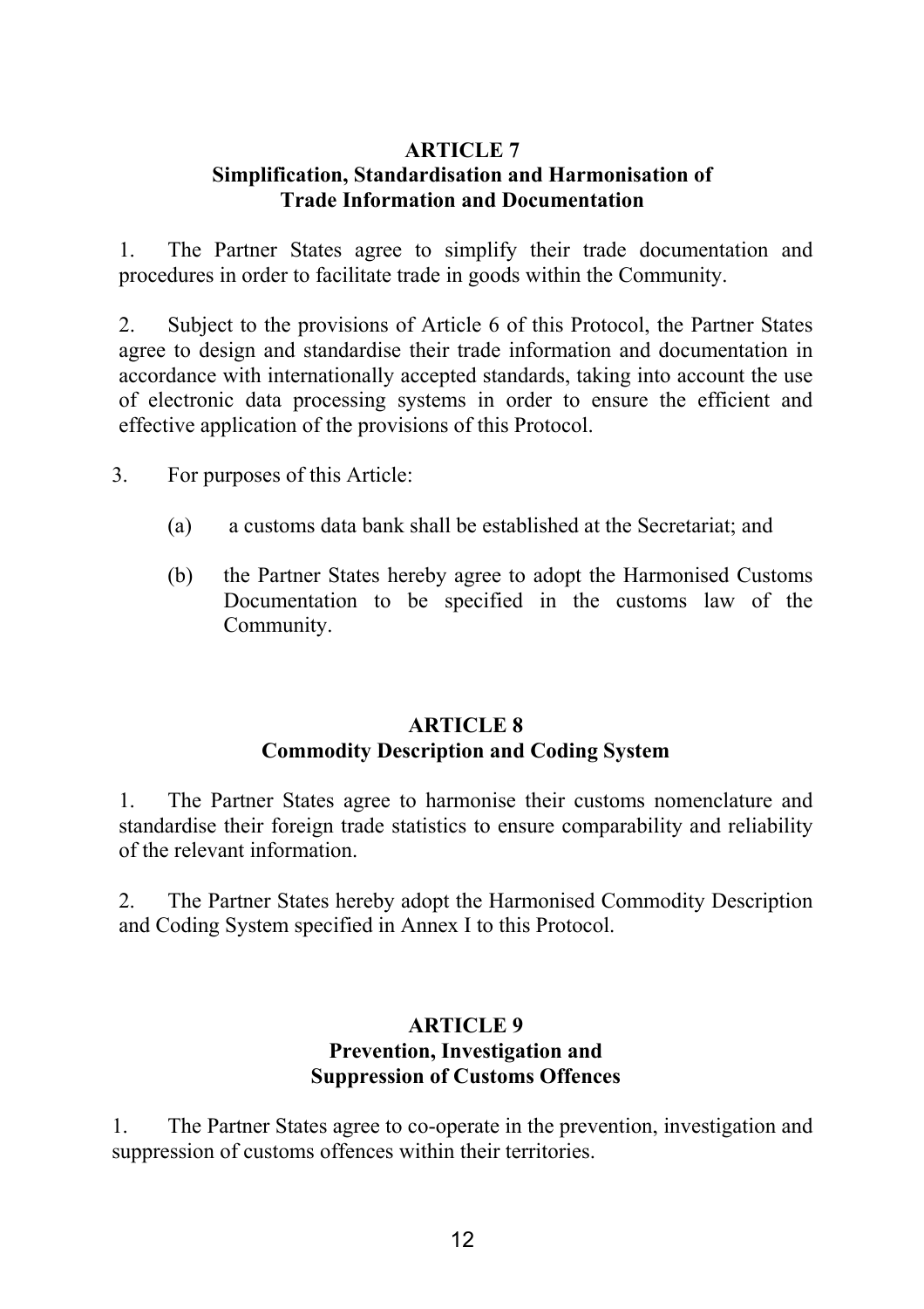## ARTICLE 7
## Simplification, Standardisation and Harmonisation of Trade Information and Documentation

1. The Partner States agree to simplify their trade documentation and procedures in order to facilitate trade in goods within the Community.

2. Subject to the provisions of Article 6 of this Protocol, the Partner States agree to design and standardise their trade information and documentation in accordance with internationally accepted standards, taking into account the use of electronic data processing systems in order to ensure the efficient and effective application of the provisions of this Protocol.

3. For purposes of this Article:

   (a) a customs data bank shall be established at the Secretariat; and

   (b) the Partner States hereby agree to adopt the Harmonised Customs Documentation to be specified in the customs law of the Community.

## ARTICLE 8
## Commodity Description and Coding System

1. The Partner States agree to harmonise their customs nomenclature and standardise their foreign trade statistics to ensure comparability and reliability of the relevant information.

2. The Partner States hereby adopt the Harmonised Commodity Description and Coding System specified in Annex I to this Protocol.

## ARTICLE 9
## Prevention, Investigation and Suppression of Customs Offences

1. The Partner States agree to co-operate in the prevention, investigation and suppression of customs offences within their territories.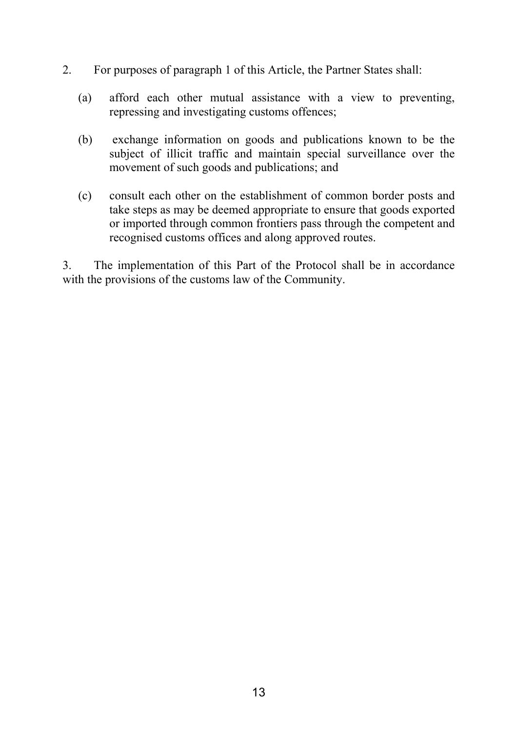2. For purposes of paragraph 1 of this Article, the Partner States shall:

   (a) afford each other mutual assistance with a view to preventing, repressing and investigating customs offences;

   (b) exchange information on goods and publications known to be the subject of illicit traffic and maintain special surveillance over the movement of such goods and publications; and

   (c) consult each other on the establishment of common border posts and take steps as may be deemed appropriate to ensure that goods exported or imported through common frontiers pass through the competent and recognised customs offices and along approved routes.

3. The implementation of this Part of the Protocol shall be in accordance with the provisions of the customs law of the Community.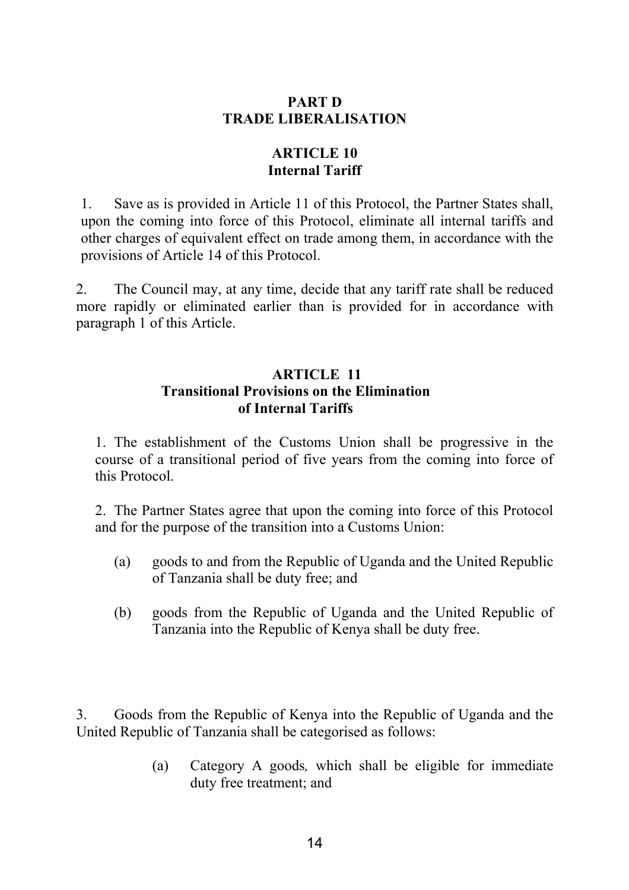## PART D
## TRADE LIBERALISATION

### ARTICLE 10
### Internal Tariff

1. Save as is provided in Article 11 of this Protocol, the Partner States shall, upon the coming into force of this Protocol, eliminate all internal tariffs and other charges of equivalent effect on trade among them, in accordance with the provisions of Article 14 of this Protocol.

2. The Council may, at any time, decide that any tariff rate shall be reduced more rapidly or eliminated earlier than is provided for in accordance with paragraph 1 of this Article.

### ARTICLE 11
### Transitional Provisions on the Elimination of Internal Tariffs

1. The establishment of the Customs Union shall be progressive in the course of a transitional period of five years from the coming into force of this Protocol.

2. The Partner States agree that upon the coming into force of this Protocol and for the purpose of the transition into a Customs Union:

   (a) goods to and from the Republic of Uganda and the United Republic of Tanzania shall be duty free; and

   (b) goods from the Republic of Uganda and the United Republic of Tanzania into the Republic of Kenya shall be duty free.

3. Goods from the Republic of Kenya into the Republic of Uganda and the United Republic of Tanzania shall be categorised as follows:

   (a) Category A goods, which shall be eligible for immediate duty free treatment; and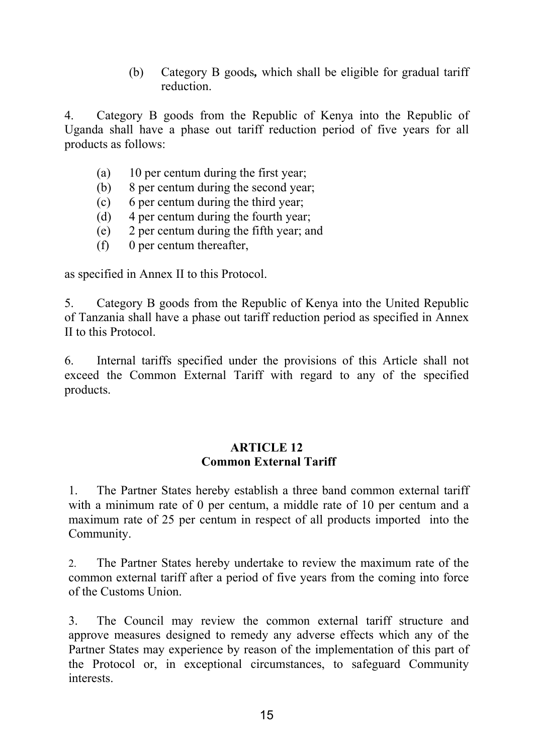(b) Category B goods**,** which shall be eligible for gradual tariff reduction.

4. Category B goods from the Republic of Kenya into the Republic of Uganda shall have a phase out tariff reduction period of five years for all products as follows:

(a) 10 per centum during the first year;
(b) 8 per centum during the second year;
(c) 6 per centum during the third year;
(d) 4 per centum during the fourth year;
(e) 2 per centum during the fifth year; and
(f) 0 per centum thereafter,

as specified in Annex II to this Protocol.

5. Category B goods from the Republic of Kenya into the United Republic of Tanzania shall have a phase out tariff reduction period as specified in Annex II to this Protocol.

6. Internal tariffs specified under the provisions of this Article shall not exceed the Common External Tariff with regard to any of the specified products.

## ARTICLE 12
## Common External Tariff

1. The Partner States hereby establish a three band common external tariff with a minimum rate of 0 per centum, a middle rate of 10 per centum and a maximum rate of 25 per centum in respect of all products imported into the Community.

2. The Partner States hereby undertake to review the maximum rate of the common external tariff after a period of five years from the coming into force of the Customs Union.

3. The Council may review the common external tariff structure and approve measures designed to remedy any adverse effects which any of the Partner States may experience by reason of the implementation of this part of the Protocol or, in exceptional circumstances, to safeguard Community interests.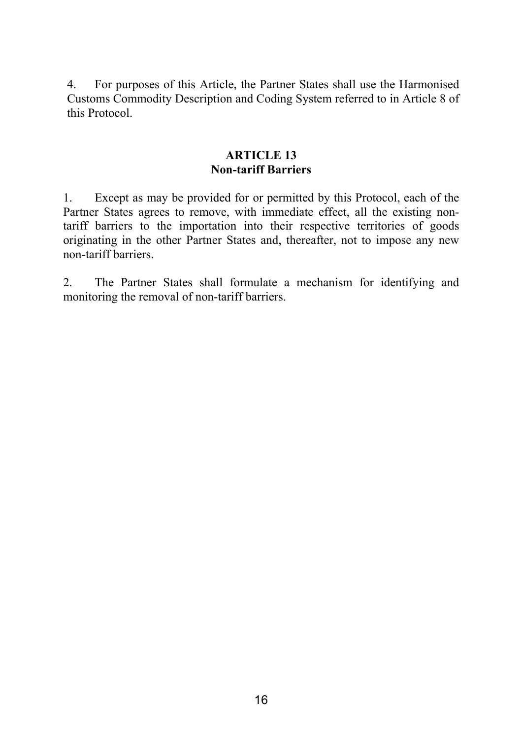4. For purposes of this Article, the Partner States shall use the Harmonised Customs Commodity Description and Coding System referred to in Article 8 of this Protocol.

## ARTICLE 13
## Non-tariff Barriers

1. Except as may be provided for or permitted by this Protocol, each of the Partner States agrees to remove, with immediate effect, all the existing non-tariff barriers to the importation into their respective territories of goods originating in the other Partner States and, thereafter, not to impose any new non-tariff barriers.

2. The Partner States shall formulate a mechanism for identifying and monitoring the removal of non-tariff barriers.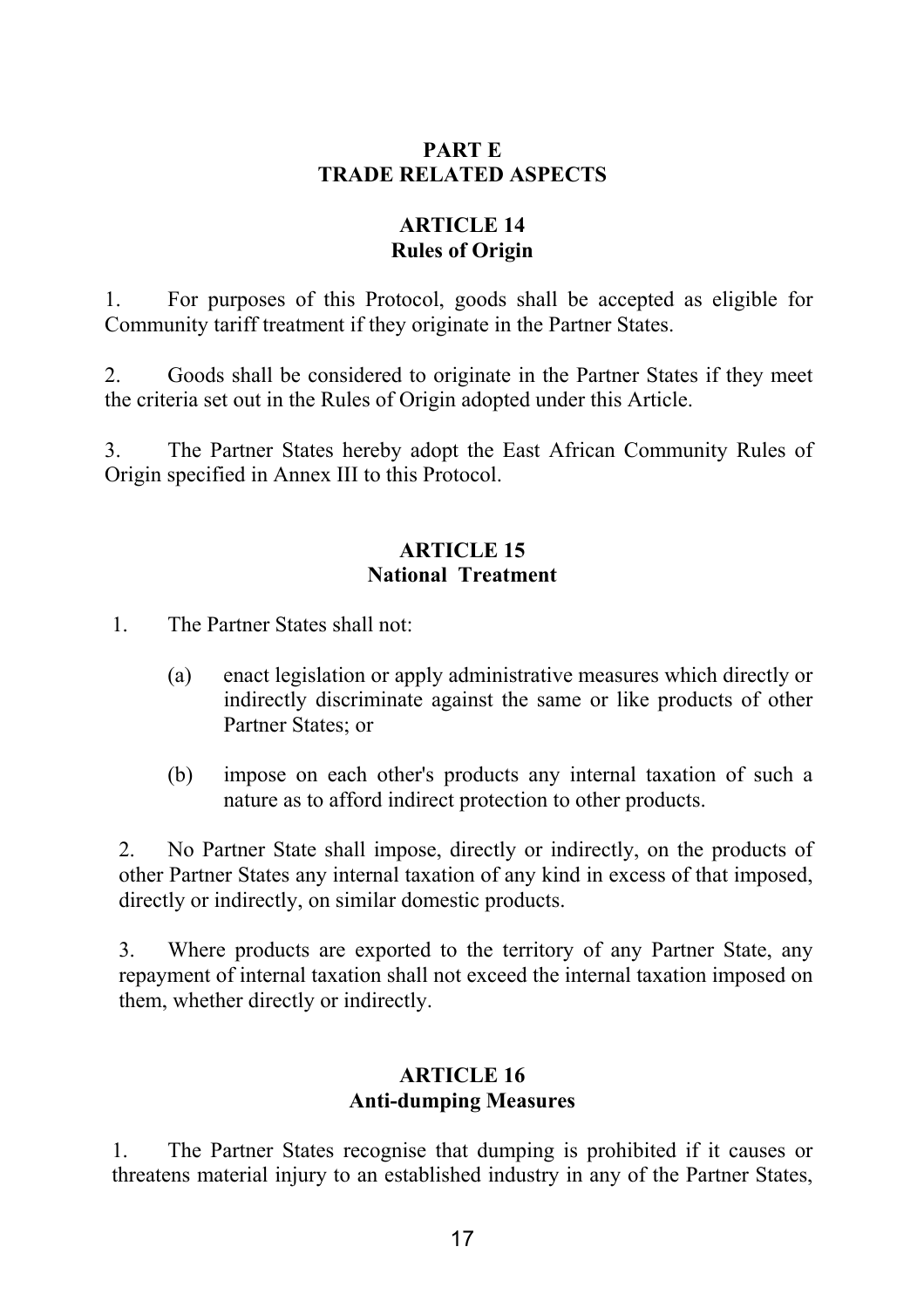## PART E
## TRADE RELATED ASPECTS

### ARTICLE 14
### Rules of Origin

1. For purposes of this Protocol, goods shall be accepted as eligible for Community tariff treatment if they originate in the Partner States.

2. Goods shall be considered to originate in the Partner States if they meet the criteria set out in the Rules of Origin adopted under this Article.

3. The Partner States hereby adopt the East African Community Rules of Origin specified in Annex III to this Protocol.

### ARTICLE 15
### National Treatment

1. The Partner States shall not:

   (a) enact legislation or apply administrative measures which directly or indirectly discriminate against the same or like products of other Partner States; or

   (b) impose on each other's products any internal taxation of such a nature as to afford indirect protection to other products.

2. No Partner State shall impose, directly or indirectly, on the products of other Partner States any internal taxation of any kind in excess of that imposed, directly or indirectly, on similar domestic products.

3. Where products are exported to the territory of any Partner State, any repayment of internal taxation shall not exceed the internal taxation imposed on them, whether directly or indirectly.

### ARTICLE 16
### Anti-dumping Measures

1. The Partner States recognise that dumping is prohibited if it causes or threatens material injury to an established industry in any of the Partner States,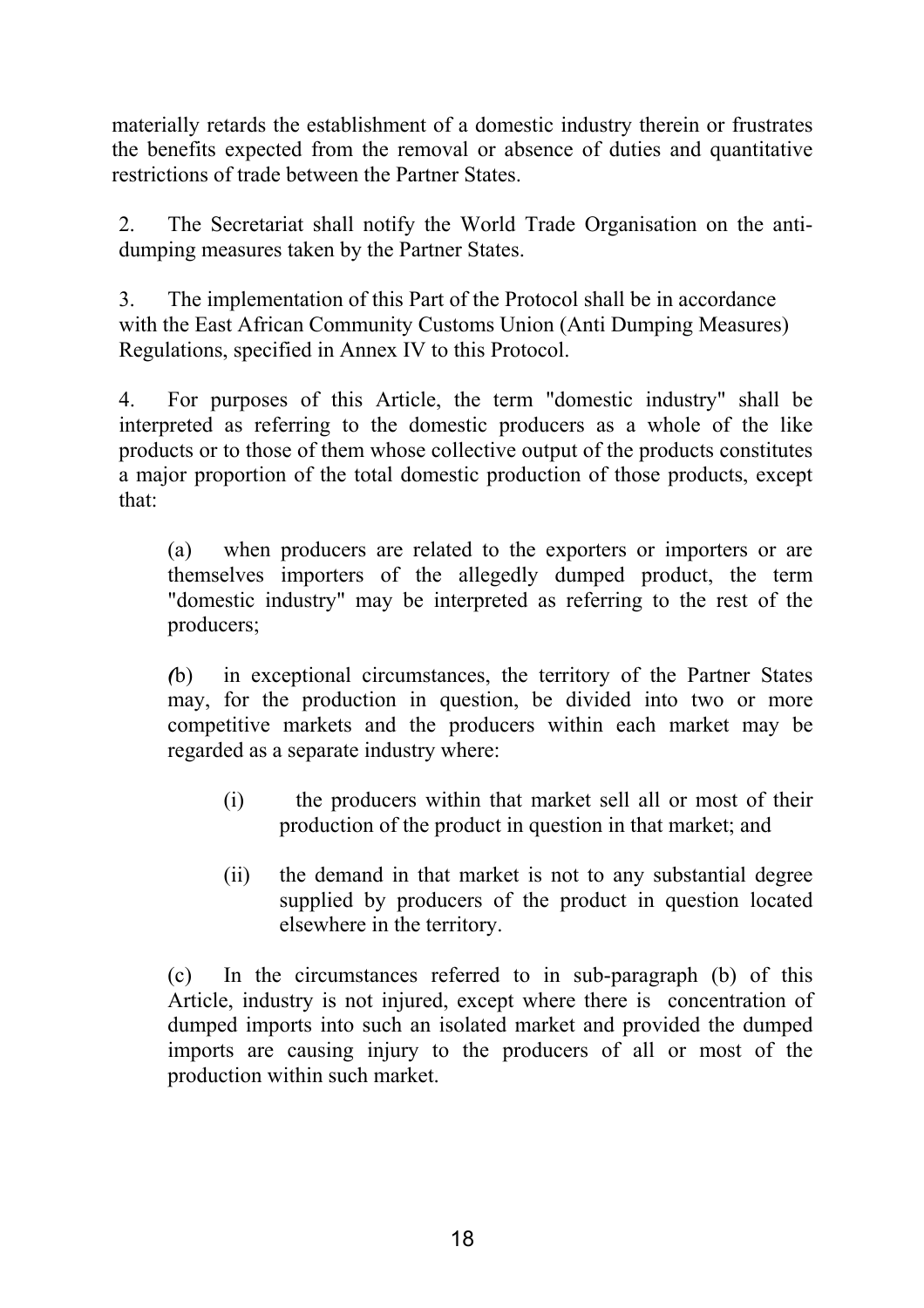materially retards the establishment of a domestic industry therein or frustrates the benefits expected from the removal or absence of duties and quantitative restrictions of trade between the Partner States.

2. The Secretariat shall notify the World Trade Organisation on the anti-dumping measures taken by the Partner States.

3. The implementation of this Part of the Protocol shall be in accordance with the East African Community Customs Union (Anti Dumping Measures) Regulations, specified in Annex IV to this Protocol.

4. For purposes of this Article, the term "domestic industry" shall be interpreted as referring to the domestic producers as a whole of the like products or to those of them whose collective output of the products constitutes a major proportion of the total domestic production of those products, except that:

(a) when producers are related to the exporters or importers or are themselves importers of the allegedly dumped product, the term "domestic industry" may be interpreted as referring to the rest of the producers;

(b) in exceptional circumstances, the territory of the Partner States may, for the production in question, be divided into two or more competitive markets and the producers within each market may be regarded as a separate industry where:

(i) the producers within that market sell all or most of their production of the product in question in that market; and

(ii) the demand in that market is not to any substantial degree supplied by producers of the product in question located elsewhere in the territory.

(c) In the circumstances referred to in sub-paragraph (b) of this Article, industry is not injured, except where there is concentration of dumped imports into such an isolated market and provided the dumped imports are causing injury to the producers of all or most of the production within such market.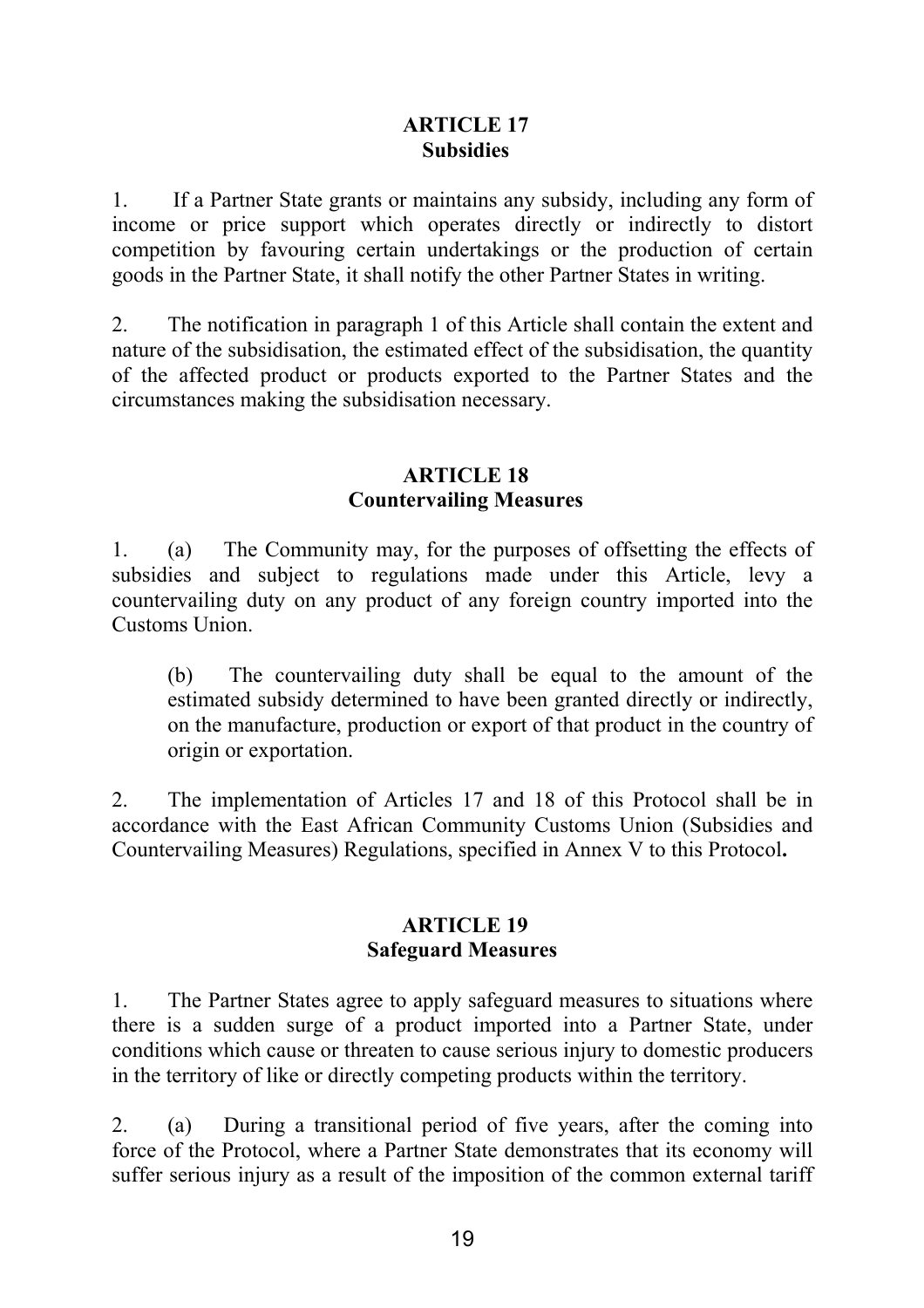## ARTICLE 17
### Subsidies

1. If a Partner State grants or maintains any subsidy, including any form of income or price support which operates directly or indirectly to distort competition by favouring certain undertakings or the production of certain goods in the Partner State, it shall notify the other Partner States in writing.

2. The notification in paragraph 1 of this Article shall contain the extent and nature of the subsidisation, the estimated effect of the subsidisation, the quantity of the affected product or products exported to the Partner States and the circumstances making the subsidisation necessary.

## ARTICLE 18
### Countervailing Measures

1. (a) The Community may, for the purposes of offsetting the effects of subsidies and subject to regulations made under this Article, levy a countervailing duty on any product of any foreign country imported into the Customs Union.

   (b) The countervailing duty shall be equal to the amount of the estimated subsidy determined to have been granted directly or indirectly, on the manufacture, production or export of that product in the country of origin or exportation.

2. The implementation of Articles 17 and 18 of this Protocol shall be in accordance with the East African Community Customs Union (Subsidies and Countervailing Measures) Regulations, specified in Annex V to this Protocol**.**

## ARTICLE 19
### Safeguard Measures

1. The Partner States agree to apply safeguard measures to situations where there is a sudden surge of a product imported into a Partner State, under conditions which cause or threaten to cause serious injury to domestic producers in the territory of like or directly competing products within the territory.

2. (a) During a transitional period of five years, after the coming into force of the Protocol, where a Partner State demonstrates that its economy will suffer serious injury as a result of the imposition of the common external tariff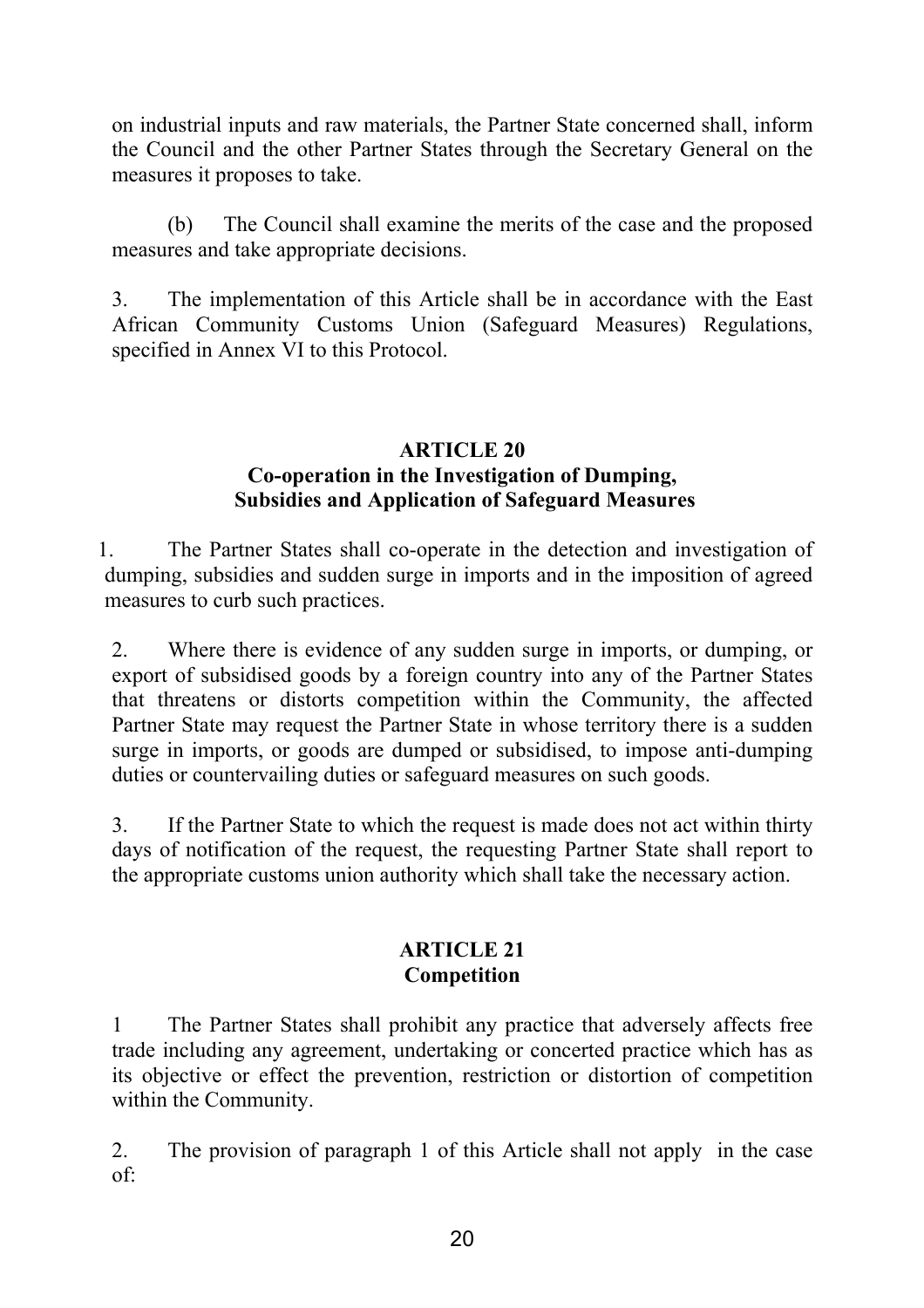on industrial inputs and raw materials, the Partner State concerned shall, inform the Council and the other Partner States through the Secretary General on the measures it proposes to take.

(b) The Council shall examine the merits of the case and the proposed measures and take appropriate decisions.

3. The implementation of this Article shall be in accordance with the East African Community Customs Union (Safeguard Measures) Regulations, specified in Annex VI to this Protocol.

## ARTICLE 20
## Co-operation in the Investigation of Dumping, Subsidies and Application of Safeguard Measures

1. The Partner States shall co-operate in the detection and investigation of dumping, subsidies and sudden surge in imports and in the imposition of agreed measures to curb such practices.

2. Where there is evidence of any sudden surge in imports, or dumping, or export of subsidised goods by a foreign country into any of the Partner States that threatens or distorts competition within the Community, the affected Partner State may request the Partner State in whose territory there is a sudden surge in imports, or goods are dumped or subsidised, to impose anti-dumping duties or countervailing duties or safeguard measures on such goods.

3. If the Partner State to which the request is made does not act within thirty days of notification of the request, the requesting Partner State shall report to the appropriate customs union authority which shall take the necessary action.

## ARTICLE 21
## Competition

1 The Partner States shall prohibit any practice that adversely affects free trade including any agreement, undertaking or concerted practice which has as its objective or effect the prevention, restriction or distortion of competition within the Community.

2. The provision of paragraph 1 of this Article shall not apply in the case of: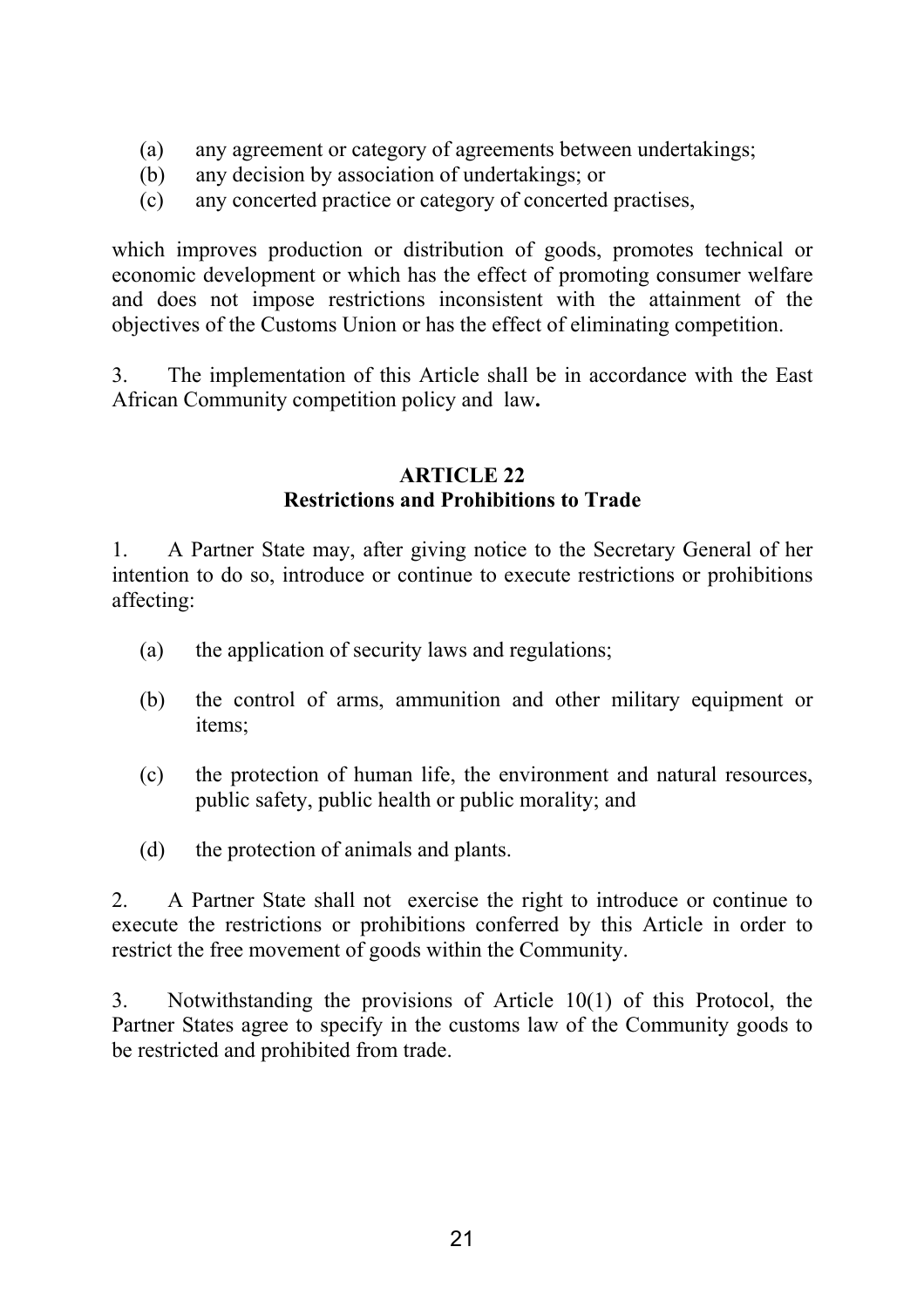(a) any agreement or category of agreements between undertakings;
(b) any decision by association of undertakings; or
(c) any concerted practice or category of concerted practises,

which improves production or distribution of goods, promotes technical or economic development or which has the effect of promoting consumer welfare and does not impose restrictions inconsistent with the attainment of the objectives of the Customs Union or has the effect of eliminating competition.

3. The implementation of this Article shall be in accordance with the East African Community competition policy and law**.**

## ARTICLE 22
## Restrictions and Prohibitions to Trade

1. A Partner State may, after giving notice to the Secretary General of her intention to do so, introduce or continue to execute restrictions or prohibitions affecting:

   (a) the application of security laws and regulations;

   (b) the control of arms, ammunition and other military equipment or items;

   (c) the protection of human life, the environment and natural resources, public safety, public health or public morality; and

   (d) the protection of animals and plants.

2. A Partner State shall not exercise the right to introduce or continue to execute the restrictions or prohibitions conferred by this Article in order to restrict the free movement of goods within the Community.

3. Notwithstanding the provisions of Article 10(1) of this Protocol, the Partner States agree to specify in the customs law of the Community goods to be restricted and prohibited from trade.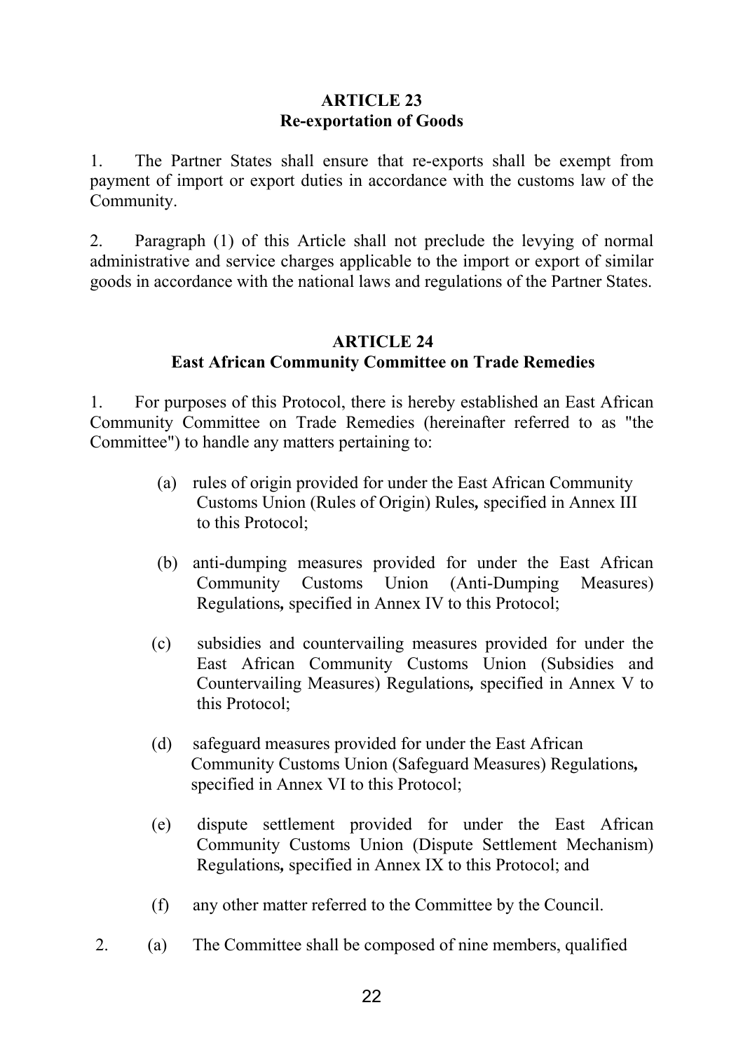## ARTICLE 23
## Re-exportation of Goods

1. The Partner States shall ensure that re-exports shall be exempt from payment of import or export duties in accordance with the customs law of the Community.

2. Paragraph (1) of this Article shall not preclude the levying of normal administrative and service charges applicable to the import or export of similar goods in accordance with the national laws and regulations of the Partner States.

## ARTICLE 24
## East African Community Committee on Trade Remedies

1. For purposes of this Protocol, there is hereby established an East African Community Committee on Trade Remedies (hereinafter referred to as "the Committee") to handle any matters pertaining to:

   (a) rules of origin provided for under the East African Community Customs Union (Rules of Origin) Rules**,** specified in Annex III to this Protocol;

   (b) anti-dumping measures provided for under the East African Community Customs Union (Anti-Dumping Measures) Regulations**,** specified in Annex IV to this Protocol;

   (c) subsidies and countervailing measures provided for under the East African Community Customs Union (Subsidies and Countervailing Measures) Regulations**,** specified in Annex V to this Protocol;

   (d) safeguard measures provided for under the East African Community Customs Union (Safeguard Measures) Regulations**,** specified in Annex VI to this Protocol;

   (e) dispute settlement provided for under the East African Community Customs Union (Dispute Settlement Mechanism) Regulations**,** specified in Annex IX to this Protocol; and

   (f) any other matter referred to the Committee by the Council.

2. (a) The Committee shall be composed of nine members, qualified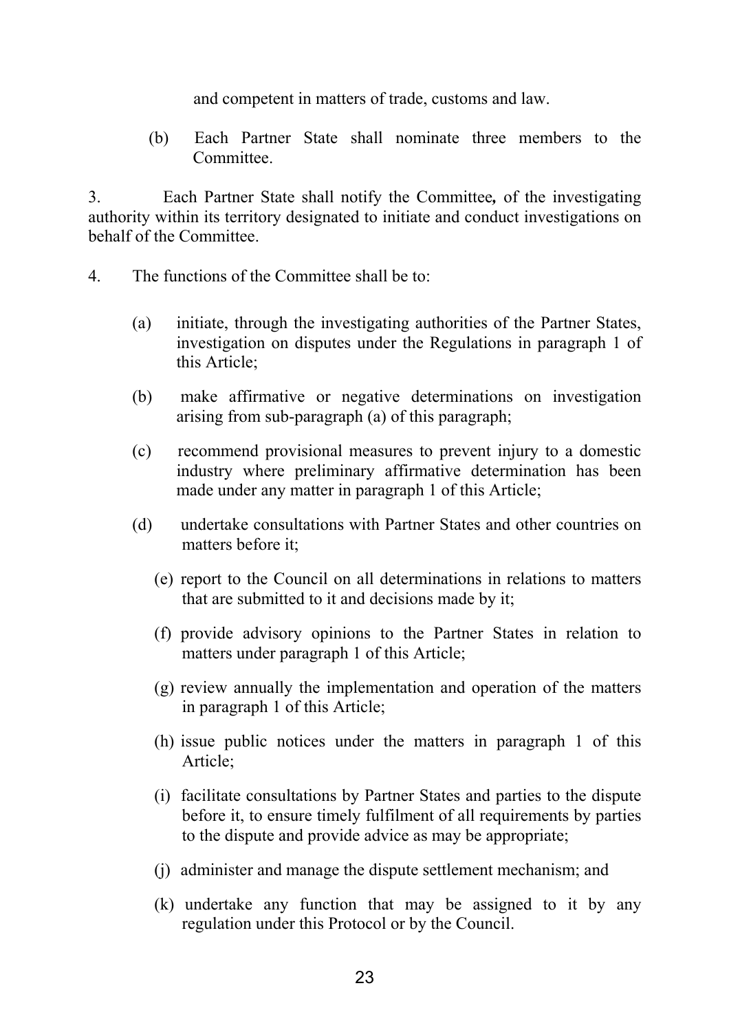and competent in matters of trade, customs and law.

(b) Each Partner State shall nominate three members to the Committee.

3. Each Partner State shall notify the Committee**,** of the investigating authority within its territory designated to initiate and conduct investigations on behalf of the Committee.

4. The functions of the Committee shall be to:

(a) initiate, through the investigating authorities of the Partner States, investigation on disputes under the Regulations in paragraph 1 of this Article;

(b) make affirmative or negative determinations on investigation arising from sub-paragraph (a) of this paragraph;

(c) recommend provisional measures to prevent injury to a domestic industry where preliminary affirmative determination has been made under any matter in paragraph 1 of this Article;

(d) undertake consultations with Partner States and other countries on matters before it;

(e) report to the Council on all determinations in relations to matters that are submitted to it and decisions made by it;

(f) provide advisory opinions to the Partner States in relation to matters under paragraph 1 of this Article;

(g) review annually the implementation and operation of the matters in paragraph 1 of this Article;

(h) issue public notices under the matters in paragraph 1 of this Article;

(i) facilitate consultations by Partner States and parties to the dispute before it, to ensure timely fulfilment of all requirements by parties to the dispute and provide advice as may be appropriate;

(j) administer and manage the dispute settlement mechanism; and

(k) undertake any function that may be assigned to it by any regulation under this Protocol or by the Council.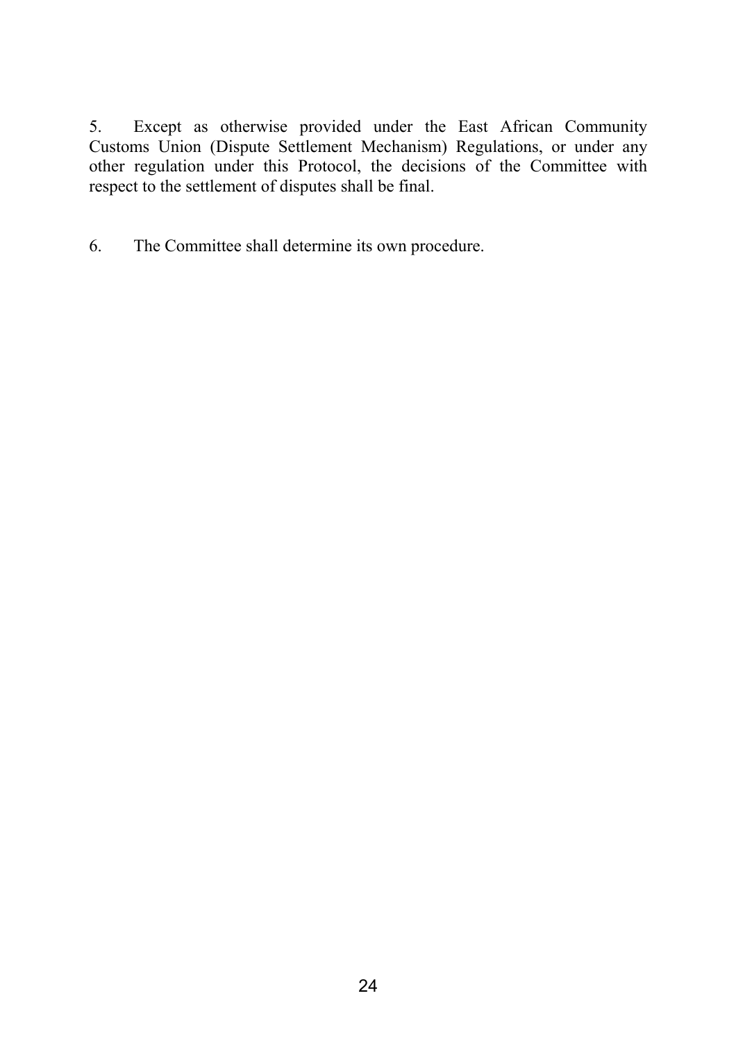5. Except as otherwise provided under the East African Community Customs Union (Dispute Settlement Mechanism) Regulations, or under any other regulation under this Protocol, the decisions of the Committee with respect to the settlement of disputes shall be final.

6. The Committee shall determine its own procedure.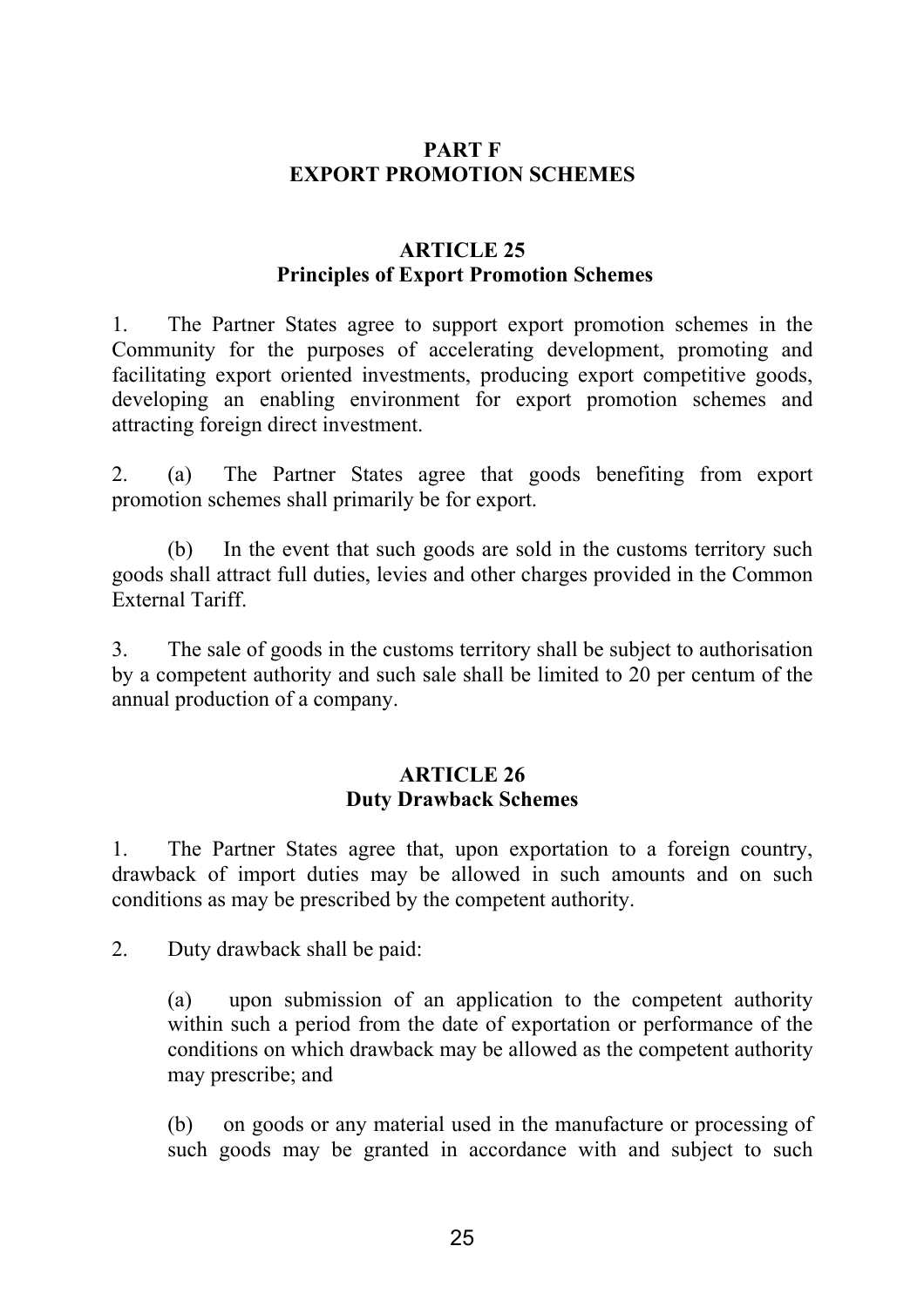## PART F
## EXPORT PROMOTION SCHEMES

### ARTICLE 25
### Principles of Export Promotion Schemes

1. The Partner States agree to support export promotion schemes in the Community for the purposes of accelerating development, promoting and facilitating export oriented investments, producing export competitive goods, developing an enabling environment for export promotion schemes and attracting foreign direct investment.

2. (a) The Partner States agree that goods benefiting from export promotion schemes shall primarily be for export.

   (b) In the event that such goods are sold in the customs territory such goods shall attract full duties, levies and other charges provided in the Common External Tariff.

3. The sale of goods in the customs territory shall be subject to authorisation by a competent authority and such sale shall be limited to 20 per centum of the annual production of a company.

### ARTICLE 26
### Duty Drawback Schemes

1. The Partner States agree that, upon exportation to a foreign country, drawback of import duties may be allowed in such amounts and on such conditions as may be prescribed by the competent authority.

2. Duty drawback shall be paid:

   (a) upon submission of an application to the competent authority within such a period from the date of exportation or performance of the conditions on which drawback may be allowed as the competent authority may prescribe; and

   (b) on goods or any material used in the manufacture or processing of such goods may be granted in accordance with and subject to such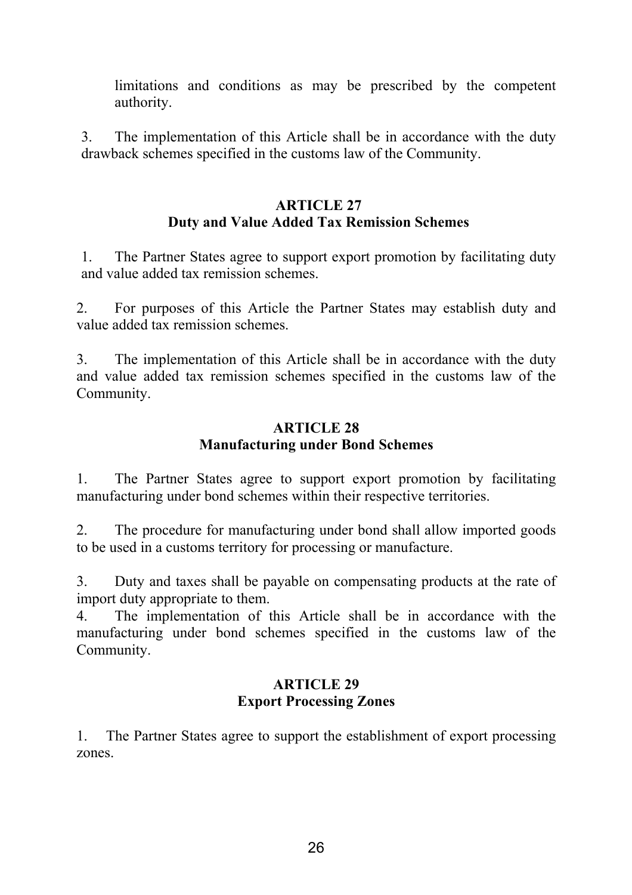limitations and conditions as may be prescribed by the competent authority.

3. The implementation of this Article shall be in accordance with the duty drawback schemes specified in the customs law of the Community.

### ARTICLE 27
### Duty and Value Added Tax Remission Schemes

1. The Partner States agree to support export promotion by facilitating duty and value added tax remission schemes.

2. For purposes of this Article the Partner States may establish duty and value added tax remission schemes.

3. The implementation of this Article shall be in accordance with the duty and value added tax remission schemes specified in the customs law of the Community.

### ARTICLE 28
### Manufacturing under Bond Schemes

1. The Partner States agree to support export promotion by facilitating manufacturing under bond schemes within their respective territories.

2. The procedure for manufacturing under bond shall allow imported goods to be used in a customs territory for processing or manufacture.

3. Duty and taxes shall be payable on compensating products at the rate of import duty appropriate to them.

4. The implementation of this Article shall be in accordance with the manufacturing under bond schemes specified in the customs law of the Community.

### ARTICLE 29
### Export Processing Zones

1. The Partner States agree to support the establishment of export processing zones.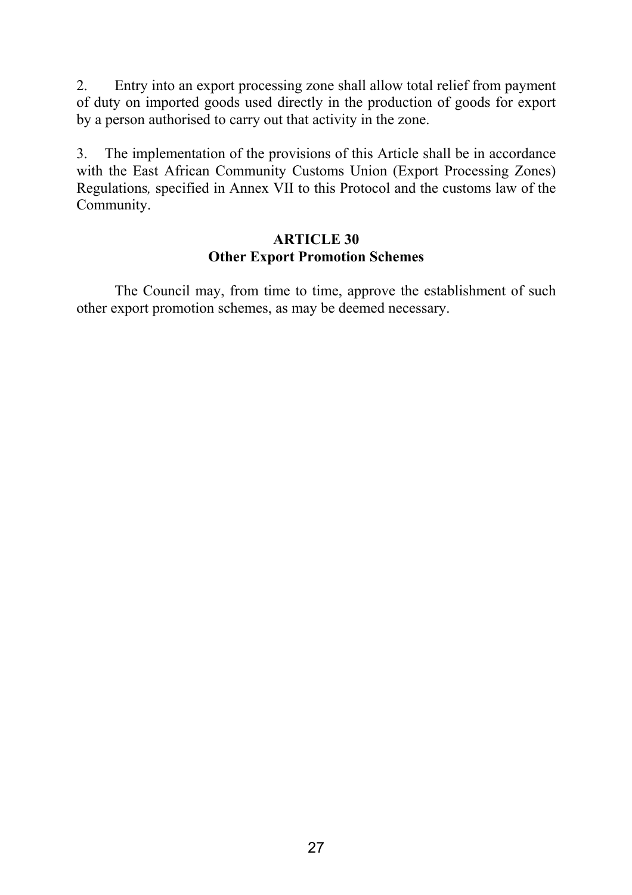2. Entry into an export processing zone shall allow total relief from payment of duty on imported goods used directly in the production of goods for export by a person authorised to carry out that activity in the zone.

3. The implementation of the provisions of this Article shall be in accordance with the East African Community Customs Union (Export Processing Zones) Regulations*,* specified in Annex VII to this Protocol and the customs law of the Community.

## ARTICLE 30
## Other Export Promotion Schemes

The Council may, from time to time, approve the establishment of such other export promotion schemes, as may be deemed necessary.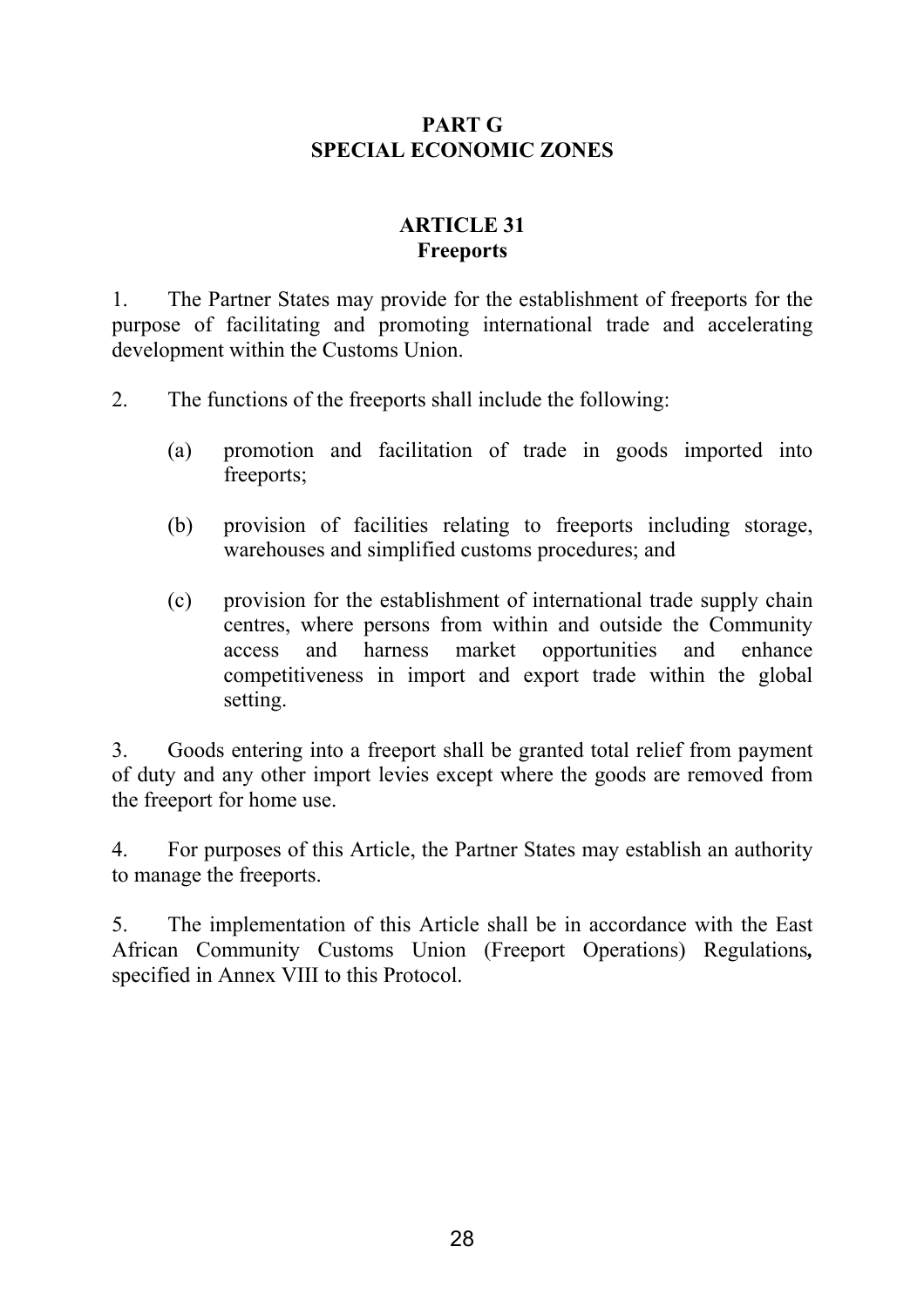## PART G
## SPECIAL ECONOMIC ZONES

### ARTICLE 31
### Freeports

1. The Partner States may provide for the establishment of freeports for the purpose of facilitating and promoting international trade and accelerating development within the Customs Union.

2. The functions of the freeports shall include the following:

   (a) promotion and facilitation of trade in goods imported into freeports;

   (b) provision of facilities relating to freeports including storage, warehouses and simplified customs procedures; and

   (c) provision for the establishment of international trade supply chain centres, where persons from within and outside the Community access and harness market opportunities and enhance competitiveness in import and export trade within the global setting.

3. Goods entering into a freeport shall be granted total relief from payment of duty and any other import levies except where the goods are removed from the freeport for home use.

4. For purposes of this Article, the Partner States may establish an authority to manage the freeports.

5. The implementation of this Article shall be in accordance with the East African Community Customs Union (Freeport Operations) Regulations**,** specified in Annex VIII to this Protocol.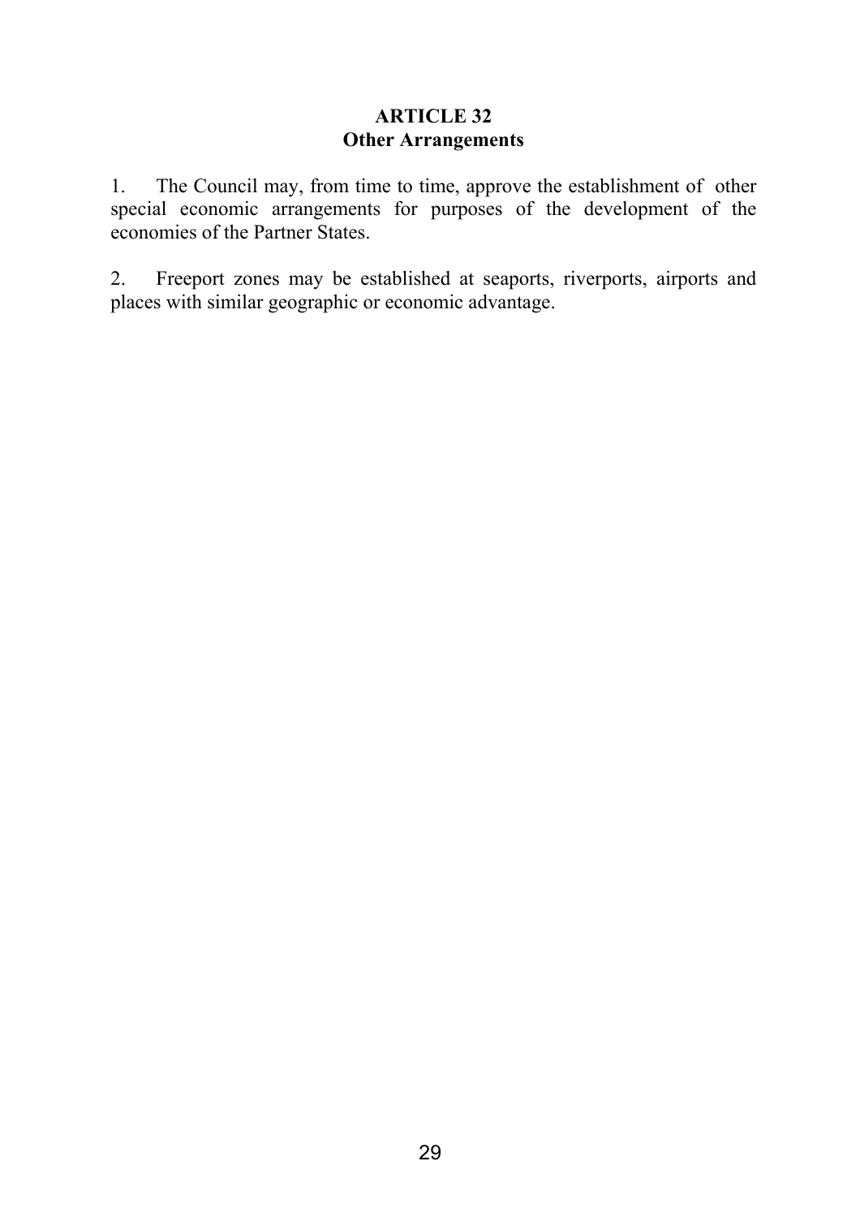## ARTICLE 32
## Other Arrangements

1. The Council may, from time to time, approve the establishment of other special economic arrangements for purposes of the development of the economies of the Partner States.

2. Freeport zones may be established at seaports, riverports, airports and places with similar geographic or economic advantage.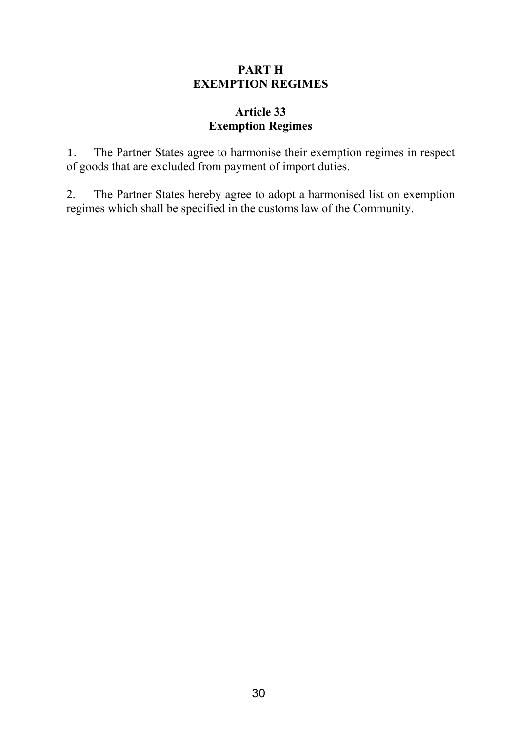## PART H
## EXEMPTION REGIMES

### Article 33
### Exemption Regimes

1. The Partner States agree to harmonise their exemption regimes in respect of goods that are excluded from payment of import duties.

2. The Partner States hereby agree to adopt a harmonised list on exemption regimes which shall be specified in the customs law of the Community.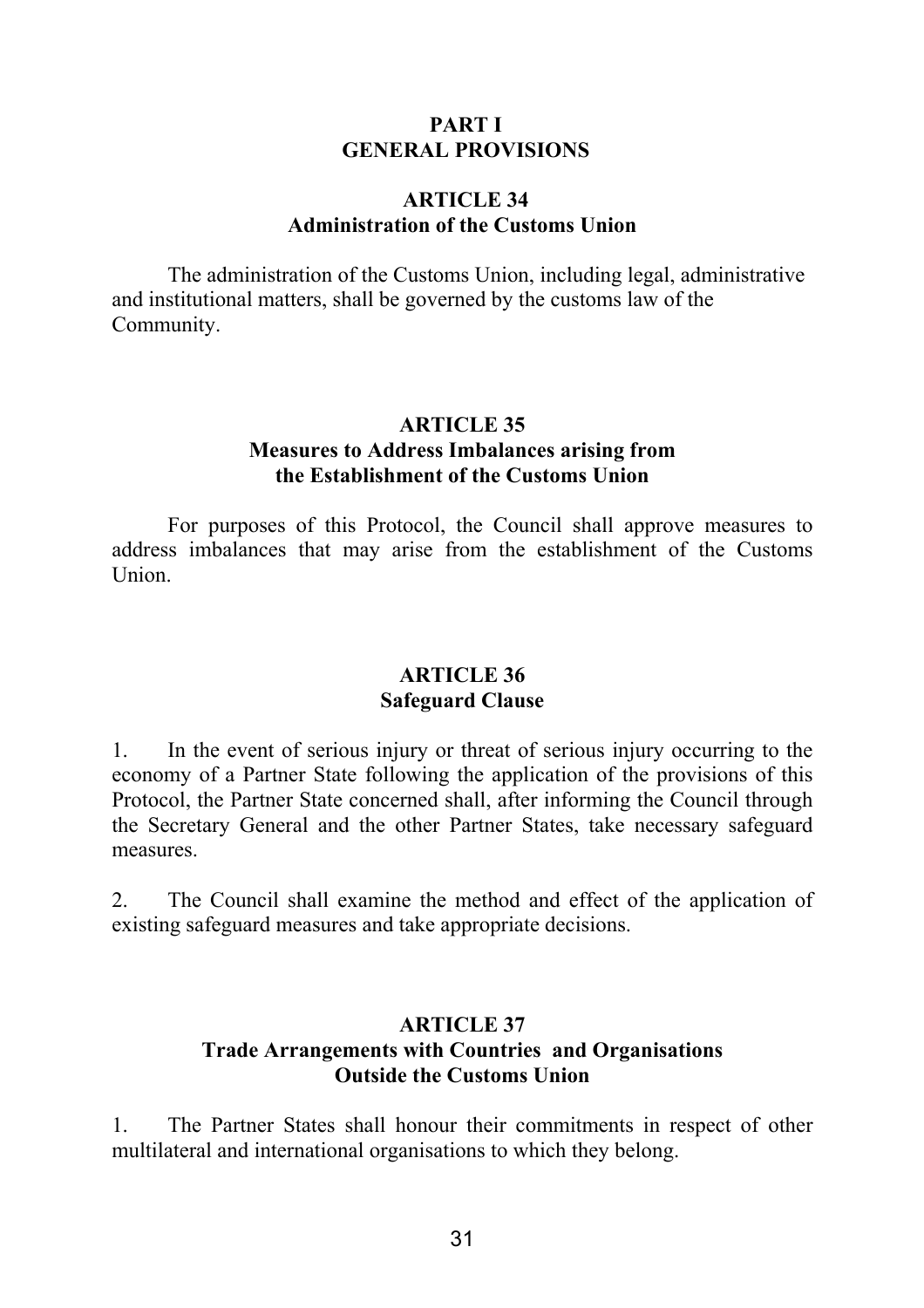# PART I
# GENERAL PROVISIONS

## ARTICLE 34
## Administration of the Customs Union

The administration of the Customs Union, including legal, administrative and institutional matters, shall be governed by the customs law of the Community.

## ARTICLE 35
## Measures to Address Imbalances arising from the Establishment of the Customs Union

For purposes of this Protocol, the Council shall approve measures to address imbalances that may arise from the establishment of the Customs Union.

## ARTICLE 36
## Safeguard Clause

1. In the event of serious injury or threat of serious injury occurring to the economy of a Partner State following the application of the provisions of this Protocol, the Partner State concerned shall, after informing the Council through the Secretary General and the other Partner States, take necessary safeguard measures.

2. The Council shall examine the method and effect of the application of existing safeguard measures and take appropriate decisions.

## ARTICLE 37
## Trade Arrangements with Countries and Organisations Outside the Customs Union

1. The Partner States shall honour their commitments in respect of other multilateral and international organisations to which they belong.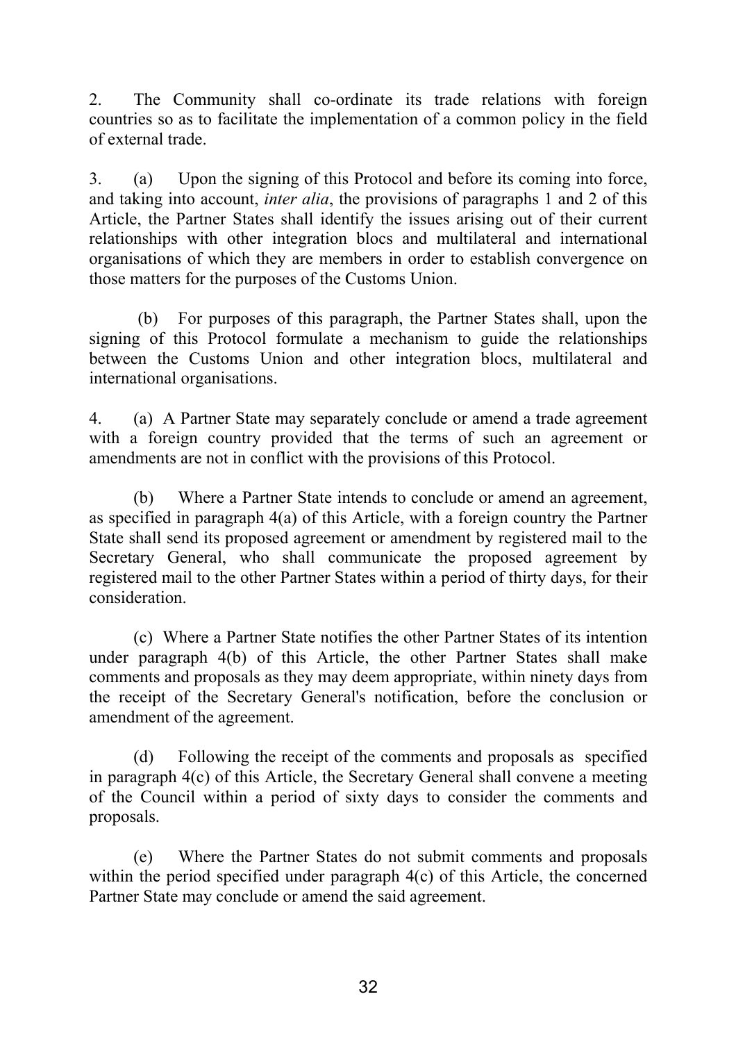2. The Community shall co-ordinate its trade relations with foreign countries so as to facilitate the implementation of a common policy in the field of external trade.

3. (a) Upon the signing of this Protocol and before its coming into force, and taking into account, *inter alia*, the provisions of paragraphs 1 and 2 of this Article, the Partner States shall identify the issues arising out of their current relationships with other integration blocs and multilateral and international organisations of which they are members in order to establish convergence on those matters for the purposes of the Customs Union.

(b) For purposes of this paragraph, the Partner States shall, upon the signing of this Protocol formulate a mechanism to guide the relationships between the Customs Union and other integration blocs, multilateral and international organisations.

4. (a) A Partner State may separately conclude or amend a trade agreement with a foreign country provided that the terms of such an agreement or amendments are not in conflict with the provisions of this Protocol.

(b) Where a Partner State intends to conclude or amend an agreement, as specified in paragraph 4(a) of this Article, with a foreign country the Partner State shall send its proposed agreement or amendment by registered mail to the Secretary General, who shall communicate the proposed agreement by registered mail to the other Partner States within a period of thirty days, for their consideration.

(c) Where a Partner State notifies the other Partner States of its intention under paragraph 4(b) of this Article, the other Partner States shall make comments and proposals as they may deem appropriate, within ninety days from the receipt of the Secretary General's notification, before the conclusion or amendment of the agreement.

(d) Following the receipt of the comments and proposals as specified in paragraph 4(c) of this Article, the Secretary General shall convene a meeting of the Council within a period of sixty days to consider the comments and proposals.

(e) Where the Partner States do not submit comments and proposals within the period specified under paragraph 4(c) of this Article, the concerned Partner State may conclude or amend the said agreement.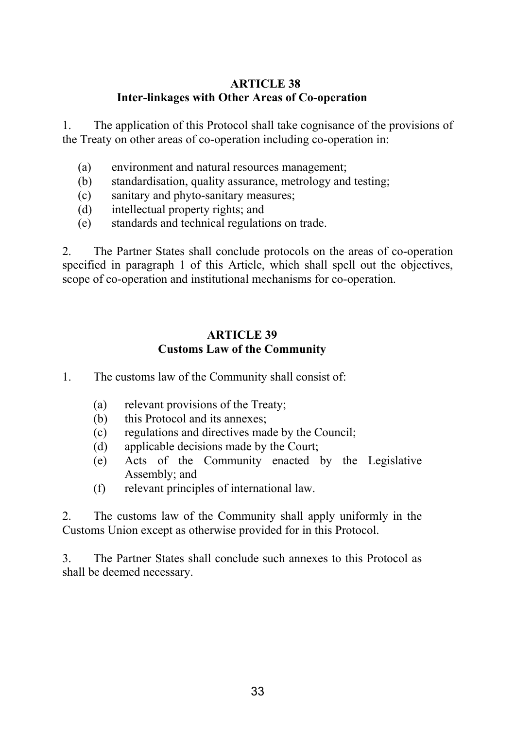## ARTICLE 38
## Inter-linkages with Other Areas of Co-operation

1. The application of this Protocol shall take cognisance of the provisions of the Treaty on other areas of co-operation including co-operation in:

   (a) environment and natural resources management;
   (b) standardisation, quality assurance, metrology and testing;
   (c) sanitary and phyto-sanitary measures;
   (d) intellectual property rights; and
   (e) standards and technical regulations on trade.

2. The Partner States shall conclude protocols on the areas of co-operation specified in paragraph 1 of this Article, which shall spell out the objectives, scope of co-operation and institutional mechanisms for co-operation.

## ARTICLE 39
## Customs Law of the Community

1. The customs law of the Community shall consist of:

   (a) relevant provisions of the Treaty;
   (b) this Protocol and its annexes;
   (c) regulations and directives made by the Council;
   (d) applicable decisions made by the Court;
   (e) Acts of the Community enacted by the Legislative Assembly; and
   (f) relevant principles of international law.

2. The customs law of the Community shall apply uniformly in the Customs Union except as otherwise provided for in this Protocol.

3. The Partner States shall conclude such annexes to this Protocol as shall be deemed necessary.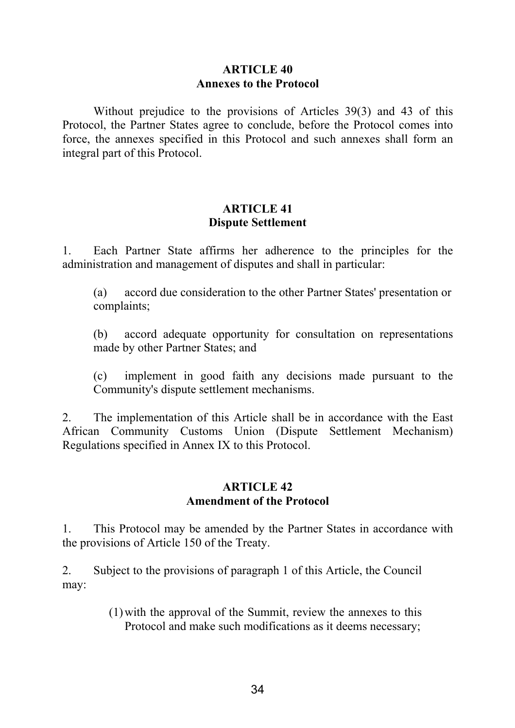## ARTICLE 40
### Annexes to the Protocol

Without prejudice to the provisions of Articles 39(3) and 43 of this Protocol, the Partner States agree to conclude, before the Protocol comes into force, the annexes specified in this Protocol and such annexes shall form an integral part of this Protocol.

## ARTICLE 41
### Dispute Settlement

1. Each Partner State affirms her adherence to the principles for the administration and management of disputes and shall in particular:

   (a) accord due consideration to the other Partner States' presentation or complaints;

   (b) accord adequate opportunity for consultation on representations made by other Partner States; and

   (c) implement in good faith any decisions made pursuant to the Community's dispute settlement mechanisms.

2. The implementation of this Article shall be in accordance with the East African Community Customs Union (Dispute Settlement Mechanism) Regulations specified in Annex IX to this Protocol.

## ARTICLE 42
### Amendment of the Protocol

1. This Protocol may be amended by the Partner States in accordance with the provisions of Article 150 of the Treaty.

2. Subject to the provisions of paragraph 1 of this Article, the Council may:

   (1) with the approval of the Summit, review the annexes to this Protocol and make such modifications as it deems necessary;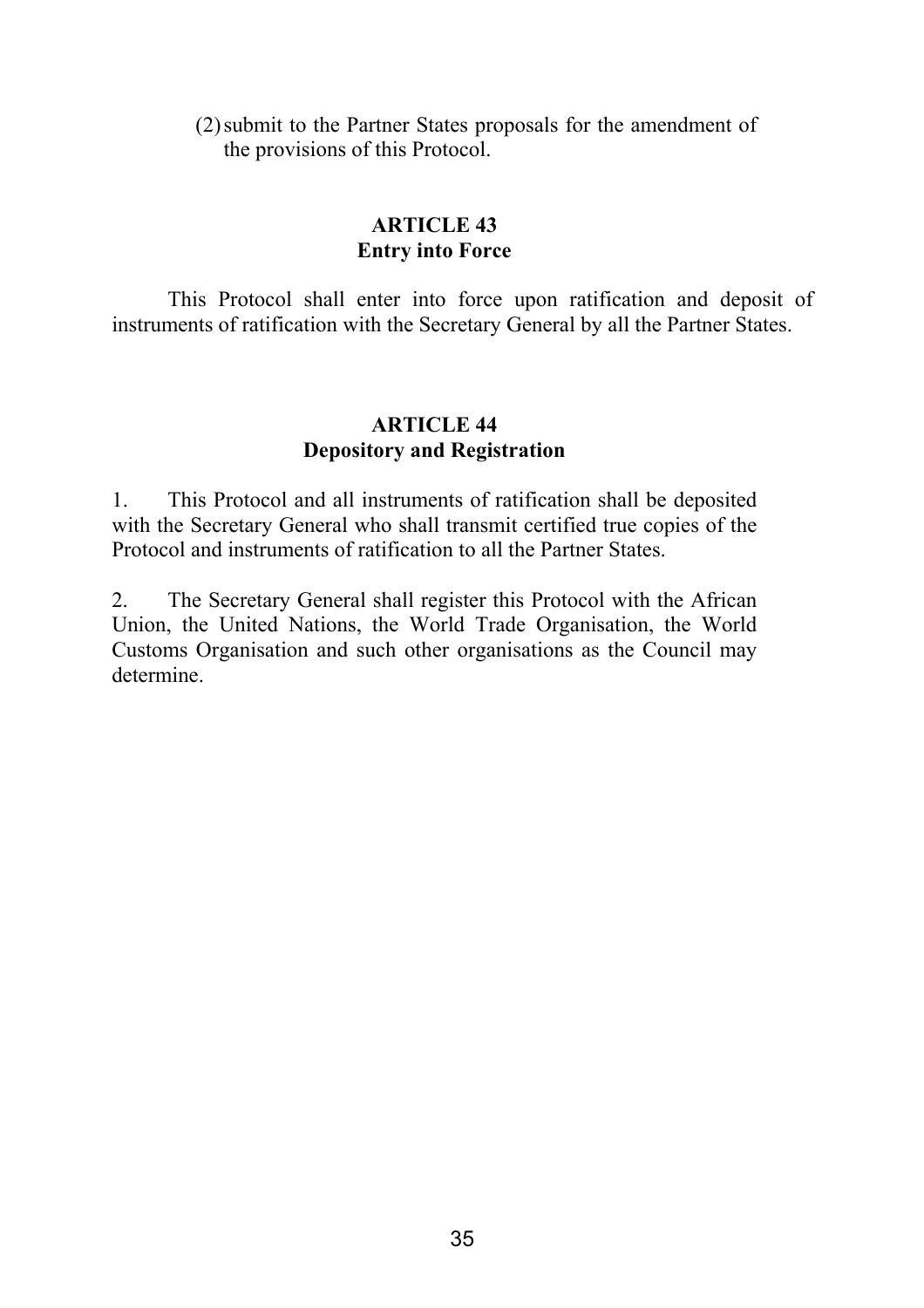(2) submit to the Partner States proposals for the amendment of the provisions of this Protocol.

## ARTICLE 43
## Entry into Force

This Protocol shall enter into force upon ratification and deposit of instruments of ratification with the Secretary General by all the Partner States.

## ARTICLE 44
## Depository and Registration

1. This Protocol and all instruments of ratification shall be deposited with the Secretary General who shall transmit certified true copies of the Protocol and instruments of ratification to all the Partner States.

2. The Secretary General shall register this Protocol with the African Union, the United Nations, the World Trade Organisation, the World Customs Organisation and such other organisations as the Council may determine.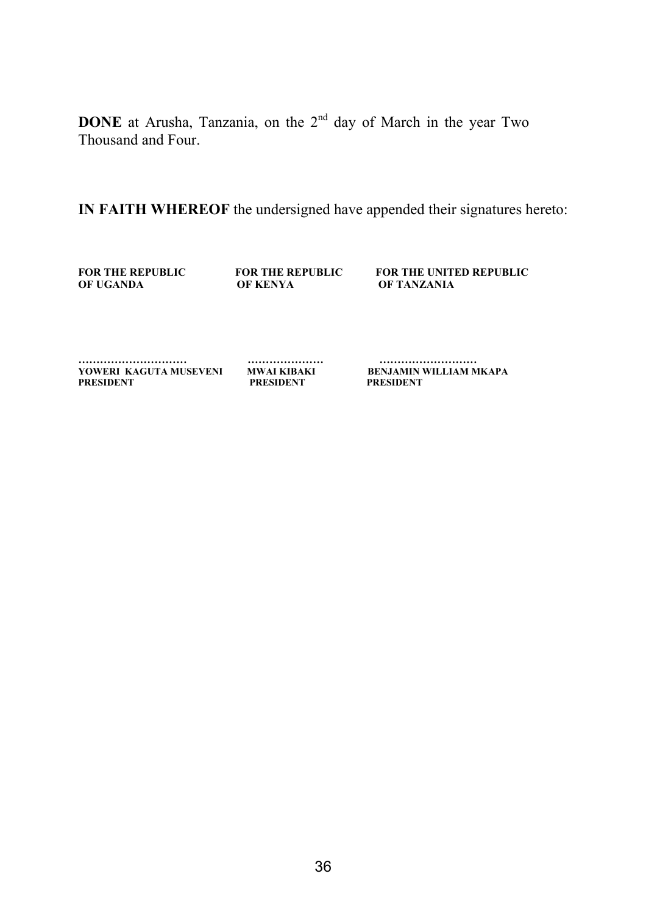**DONE** at Arusha, Tanzania, on the 2nd day of March in the year Two Thousand and Four.

**IN FAITH WHEREOF** the undersigned have appended their signatures hereto:

| | | |
|---|---|---|
| **FOR THE REPUBLIC OF UGANDA** | **FOR THE REPUBLIC OF KENYA** | **FOR THE UNITED REPUBLIC OF TANZANIA** |
| **…………………………** | **…………………** | **………………………** |
| **YOWERI KAGUTA MUSEVENI** | **MWAI KIBAKI** | **BENJAMIN WILLIAM MKAPA** |
| **PRESIDENT** | **PRESIDENT** | **PRESIDENT** |